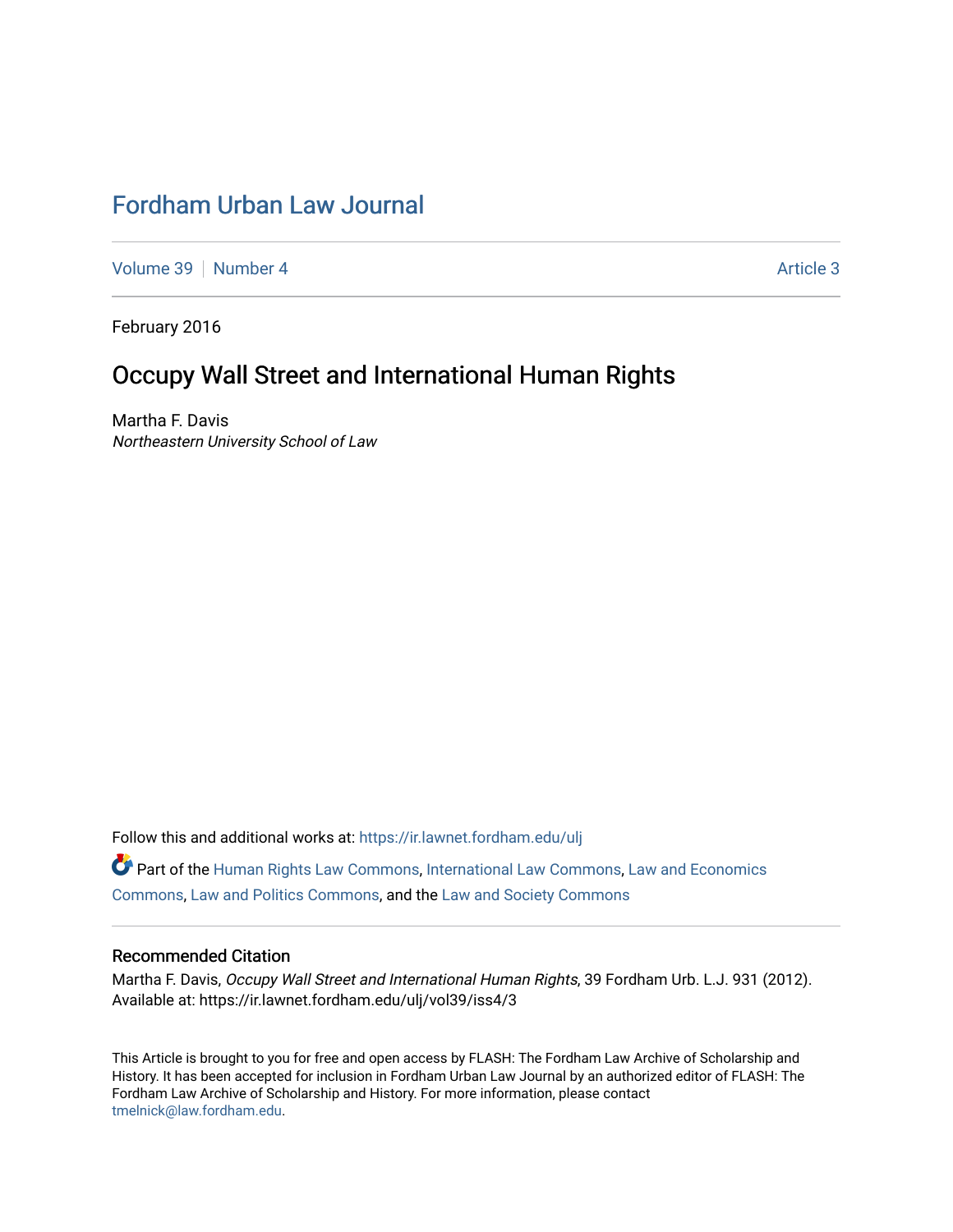# Fordham Urban Law Journal

Volume 39 | Number 4 Article 3

February 2016

## Occupy Wall Street and International Human Rights

Martha F. Davis
*Northeastern University School of Law*

Follow this and additional works at: https://ir.lawnet.fordham.edu/ulj

Part of the Human Rights Law Commons, International Law Commons, Law and Economics Commons, Law and Politics Commons, and the Law and Society Commons

### Recommended Citation

Martha F. Davis, *Occupy Wall Street and International Human Rights*, 39 Fordham Urb. L.J. 931 (2012). Available at: https://ir.lawnet.fordham.edu/ulj/vol39/iss4/3

This Article is brought to you for free and open access by FLASH: The Fordham Law Archive of Scholarship and History. It has been accepted for inclusion in Fordham Urban Law Journal by an authorized editor of FLASH: The Fordham Law Archive of Scholarship and History. For more information, please contact tmelnick@law.fordham.edu.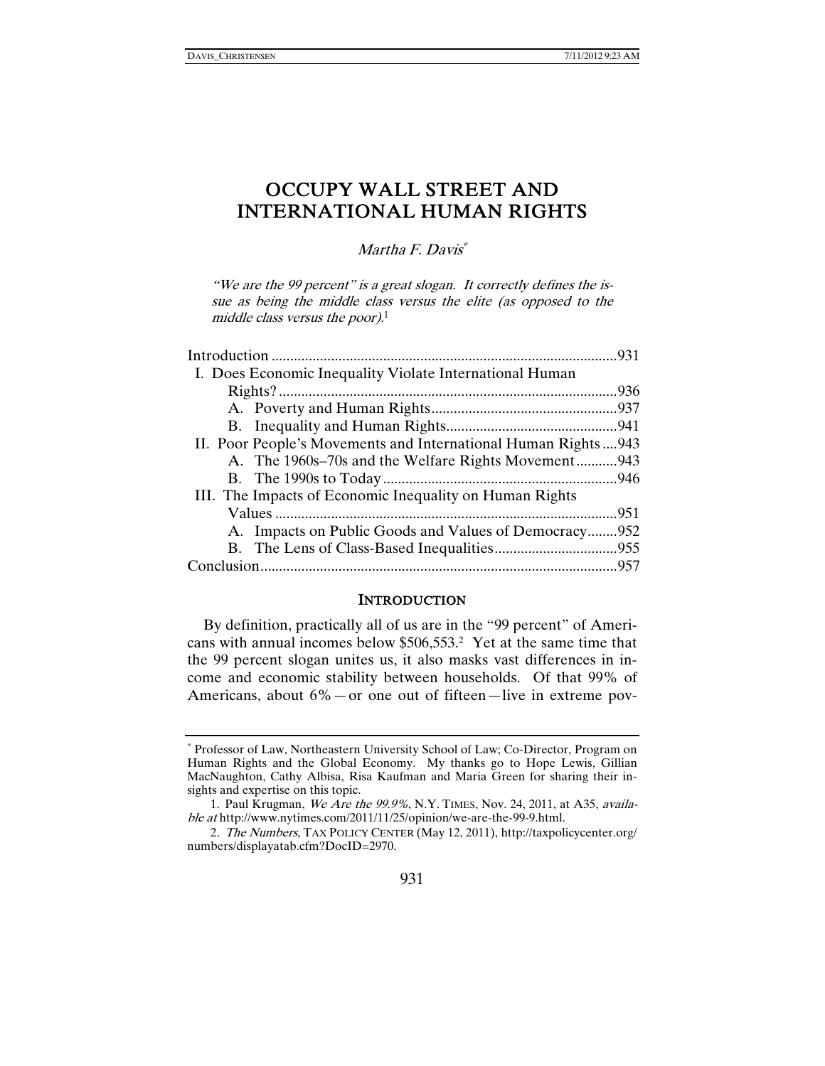# OCCUPY WALL STREET AND INTERNATIONAL HUMAN RIGHTS

*Martha F. Davis*[*]

> *"We are the 99 percent" is a great slogan. It correctly defines the issue as being the middle class versus the elite (as opposed to the middle class versus the poor).*[1]

| | |
|---|---|
| Introduction | 931 |
| I. Does Economic Inequality Violate International Human Rights? | 936 |
| A. Poverty and Human Rights | 937 |
| B. Inequality and Human Rights | 941 |
| II. Poor People's Movements and International Human Rights | 943 |
| A. The 1960s–70s and the Welfare Rights Movement | 943 |
| B. The 1990s to Today | 946 |
| III. The Impacts of Economic Inequality on Human Rights Values | 951 |
| A. Impacts on Public Goods and Values of Democracy | 952 |
| B. The Lens of Class-Based Inequalities | 955 |
| Conclusion | 957 |

## INTRODUCTION

By definition, practically all of us are in the "99 percent" of Americans with annual incomes below $506,553.[2] Yet at the same time that the 99 percent slogan unites us, it also masks vast differences in income and economic stability between households. Of that 99% of Americans, about 6%—or one out of fifteen—live in extreme pov-

---

[*] Professor of Law, Northeastern University School of Law; Co-Director, Program on Human Rights and the Global Economy. My thanks go to Hope Lewis, Gillian MacNaughton, Cathy Albisa, Risa Kaufman and Maria Green for sharing their insights and expertise on this topic.

1. Paul Krugman, *We Are the 99.9%*, N.Y. TIMES, Nov. 24, 2011, at A35, *available at* http://www.nytimes.com/2011/11/25/opinion/we-are-the-99-9.html.

2. *The Numbers*, TAX POLICY CENTER (May 12, 2011), http://taxpolicycenter.org/numbers/displayatab.cfm?DocID=2970.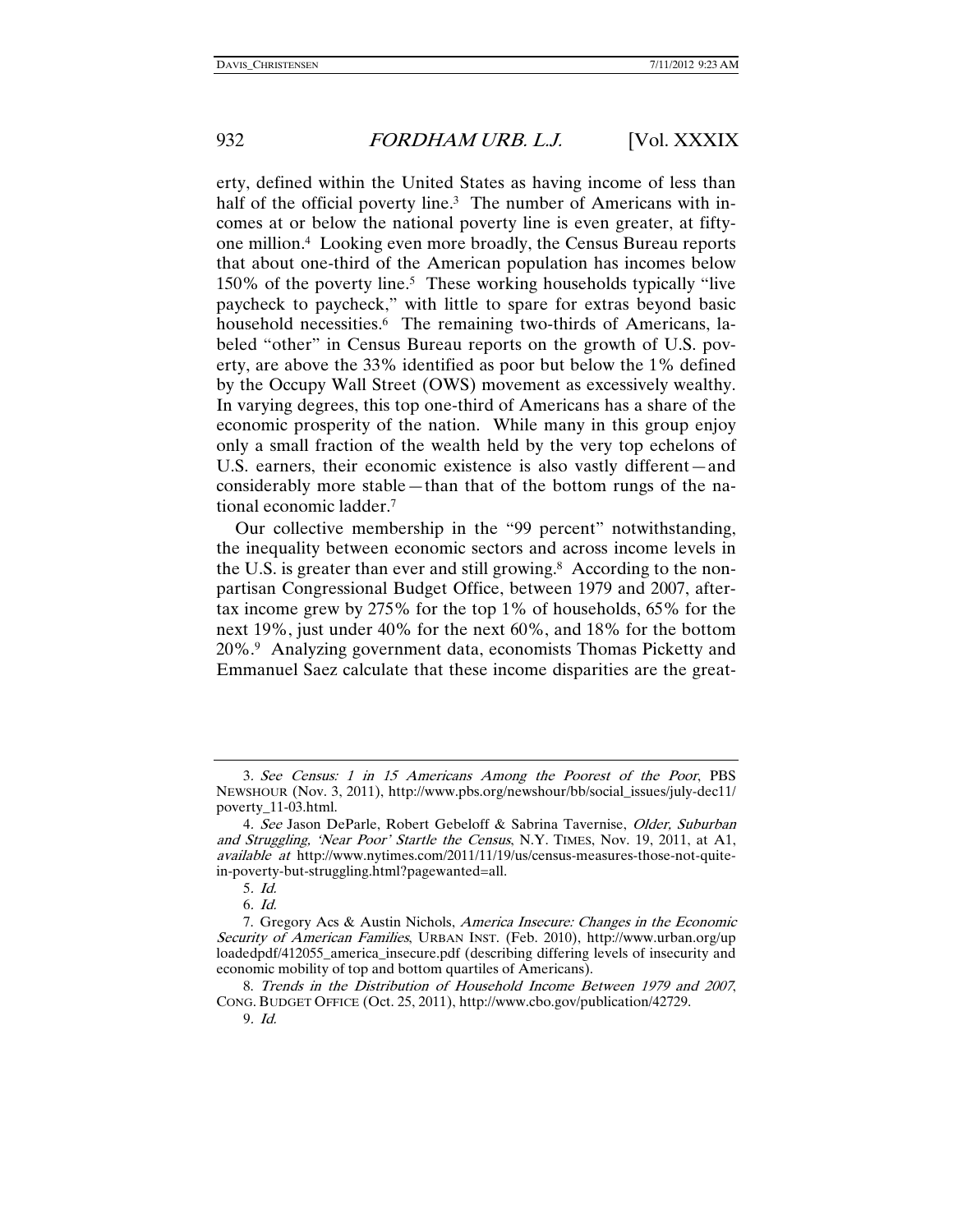erty, defined within the United States as having income of less than half of the official poverty line.[3] The number of Americans with incomes at or below the national poverty line is even greater, at fifty-one million.[4] Looking even more broadly, the Census Bureau reports that about one-third of the American population has incomes below 150% of the poverty line.[5] These working households typically "live paycheck to paycheck," with little to spare for extras beyond basic household necessities.[6] The remaining two-thirds of Americans, labeled "other" in Census Bureau reports on the growth of U.S. poverty, are above the 33% identified as poor but below the 1% defined by the Occupy Wall Street (OWS) movement as excessively wealthy. In varying degrees, this top one-third of Americans has a share of the economic prosperity of the nation. While many in this group enjoy only a small fraction of the wealth held by the very top echelons of U.S. earners, their economic existence is also vastly different—and considerably more stable—than that of the bottom rungs of the national economic ladder.[7]

Our collective membership in the "99 percent" notwithstanding, the inequality between economic sectors and across income levels in the U.S. is greater than ever and still growing.[8] According to the nonpartisan Congressional Budget Office, between 1979 and 2007, after-tax income grew by 275% for the top 1% of households, 65% for the next 19%, just under 40% for the next 60%, and 18% for the bottom 20%.[9] Analyzing government data, economists Thomas Picketty and Emmanuel Saez calculate that these income disparities are the great-

---

3. *See Census: 1 in 15 Americans Among the Poorest of the Poor*, PBS NEWSHOUR (Nov. 3, 2011), http://www.pbs.org/newshour/bb/social_issues/july-dec11/poverty_11-03.html.

4. *See* Jason DeParle, Robert Gebeloff & Sabrina Tavernise, *Older, Suburban and Struggling, 'Near Poor' Startle the Census*, N.Y. TIMES, Nov. 19, 2011, at A1, *available at* http://www.nytimes.com/2011/11/19/us/census-measures-those-not-quite-in-poverty-but-struggling.html?pagewanted=all.

5. *Id.*

6. *Id.*

7. Gregory Acs & Austin Nichols, *America Insecure: Changes in the Economic Security of American Families*, URBAN INST. (Feb. 2010), http://www.urban.org/uploadedpdf/412055_america_insecure.pdf (describing differing levels of insecurity and economic mobility of top and bottom quartiles of Americans).

8. *Trends in the Distribution of Household Income Between 1979 and 2007*, CONG. BUDGET OFFICE (Oct. 25, 2011), http://www.cbo.gov/publication/42729.

9. *Id.*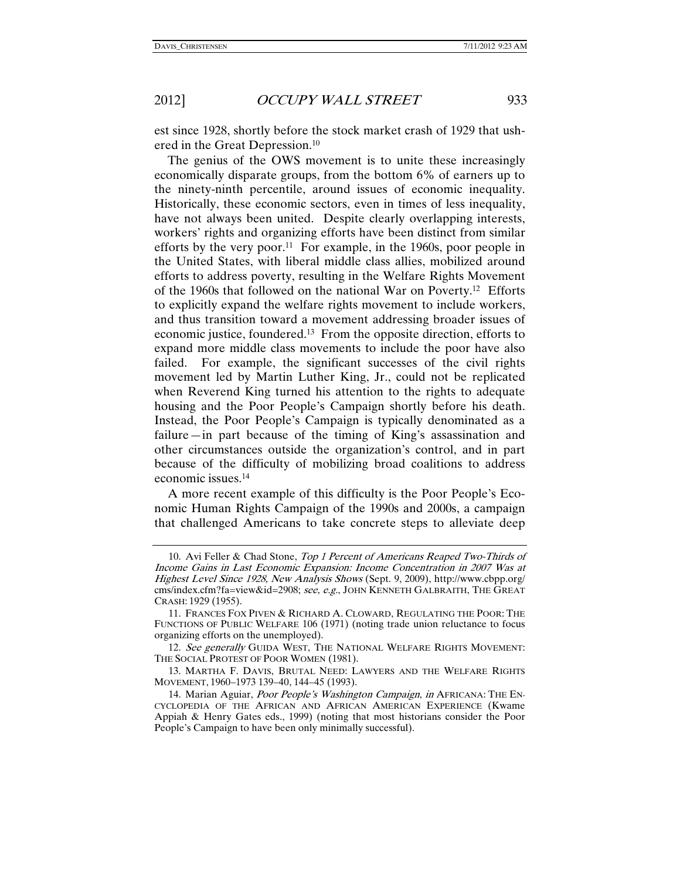est since 1928, shortly before the stock market crash of 1929 that ushered in the Great Depression.[10]

The genius of the OWS movement is to unite these increasingly economically disparate groups, from the bottom 6% of earners up to the ninety-ninth percentile, around issues of economic inequality. Historically, these economic sectors, even in times of less inequality, have not always been united. Despite clearly overlapping interests, workers' rights and organizing efforts have been distinct from similar efforts by the very poor.[11] For example, in the 1960s, poor people in the United States, with liberal middle class allies, mobilized around efforts to address poverty, resulting in the Welfare Rights Movement of the 1960s that followed on the national War on Poverty.[12] Efforts to explicitly expand the welfare rights movement to include workers, and thus transition toward a movement addressing broader issues of economic justice, foundered.[13] From the opposite direction, efforts to expand more middle class movements to include the poor have also failed. For example, the significant successes of the civil rights movement led by Martin Luther King, Jr., could not be replicated when Reverend King turned his attention to the rights to adequate housing and the Poor People's Campaign shortly before his death. Instead, the Poor People's Campaign is typically denominated as a failure—in part because of the timing of King's assassination and other circumstances outside the organization's control, and in part because of the difficulty of mobilizing broad coalitions to address economic issues.[14]

A more recent example of this difficulty is the Poor People's Economic Human Rights Campaign of the 1990s and 2000s, a campaign that challenged Americans to take concrete steps to alleviate deep

---

10. Avi Feller & Chad Stone, *Top 1 Percent of Americans Reaped Two-Thirds of Income Gains in Last Economic Expansion: Income Concentration in 2007 Was at Highest Level Since 1928, New Analysis Shows* (Sept. 9, 2009), http://www.cbpp.org/cms/index.cfm?fa=view&id=2908; *see, e.g.*, JOHN KENNETH GALBRAITH, THE GREAT CRASH: 1929 (1955).

11. FRANCES FOX PIVEN & RICHARD A. CLOWARD, REGULATING THE POOR: THE FUNCTIONS OF PUBLIC WELFARE 106 (1971) (noting trade union reluctance to focus organizing efforts on the unemployed).

12. *See generally* GUIDA WEST, THE NATIONAL WELFARE RIGHTS MOVEMENT: THE SOCIAL PROTEST OF POOR WOMEN (1981).

13. MARTHA F. DAVIS, BRUTAL NEED: LAWYERS AND THE WELFARE RIGHTS MOVEMENT, 1960–1973 139–40, 144–45 (1993).

14. Marian Aguiar, *Poor People's Washington Campaign*, *in* AFRICANA: THE ENCYCLOPEDIA OF THE AFRICAN AND AFRICAN AMERICAN EXPERIENCE (Kwame Appiah & Henry Gates eds., 1999) (noting that most historians consider the Poor People's Campaign to have been only minimally successful).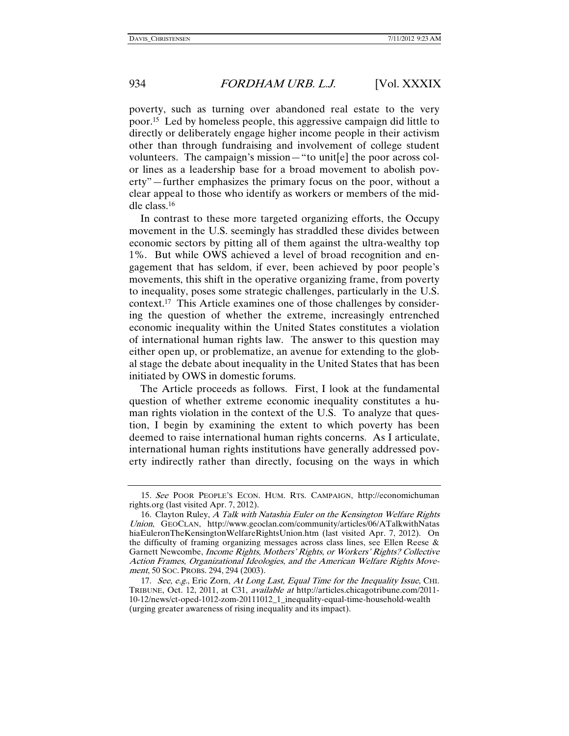poverty, such as turning over abandoned real estate to the very poor.[15] Led by homeless people, this aggressive campaign did little to directly or deliberately engage higher income people in their activism other than through fundraising and involvement of college student volunteers. The campaign's mission—"to unit[e] the poor across color lines as a leadership base for a broad movement to abolish poverty"—further emphasizes the primary focus on the poor, without a clear appeal to those who identify as workers or members of the middle class.[16]

In contrast to these more targeted organizing efforts, the Occupy movement in the U.S. seemingly has straddled these divides between economic sectors by pitting all of them against the ultra-wealthy top 1%. But while OWS achieved a level of broad recognition and engagement that has seldom, if ever, been achieved by poor people's movements, this shift in the operative organizing frame, from poverty to inequality, poses some strategic challenges, particularly in the U.S. context.[17] This Article examines one of those challenges by considering the question of whether the extreme, increasingly entrenched economic inequality within the United States constitutes a violation of international human rights law. The answer to this question may either open up, or problematize, an avenue for extending to the global stage the debate about inequality in the United States that has been initiated by OWS in domestic forums.

The Article proceeds as follows. First, I look at the fundamental question of whether extreme economic inequality constitutes a human rights violation in the context of the U.S. To analyze that question, I begin by examining the extent to which poverty has been deemed to raise international human rights concerns. As I articulate, international human rights institutions have generally addressed poverty indirectly rather than directly, focusing on the ways in which

---

15. *See* POOR PEOPLE'S ECON. HUM. RTS. CAMPAIGN, http://economichumanrights.org (last visited Apr. 7, 2012).

16. Clayton Ruley, *A Talk with Natashia Euler on the Kensington Welfare Rights Union*, GEOCLAN, http://www.geoclan.com/community/articles/06/ATalkwithNatashiaEuleronTheKensingtonWelfareRightsUnion.htm (last visited Apr. 7, 2012). On the difficulty of framing organizing messages across class lines, see Ellen Reese & Garnett Newcombe, *Income Rights, Mothers' Rights, or Workers' Rights? Collective Action Frames, Organizational Ideologies, and the American Welfare Rights Movement*, 50 SOC. PROBS. 294, 294 (2003).

17. *See, e.g.*, Eric Zorn, *At Long Last, Equal Time for the Inequality Issue*, CHI. TRIBUNE, Oct. 12, 2011, at C31, *available at* http://articles.chicagotribune.com/2011-10-12/news/ct-oped-1012-zorn-20111012_1_inequality-equal-time-household-wealth (urging greater awareness of rising inequality and its impact).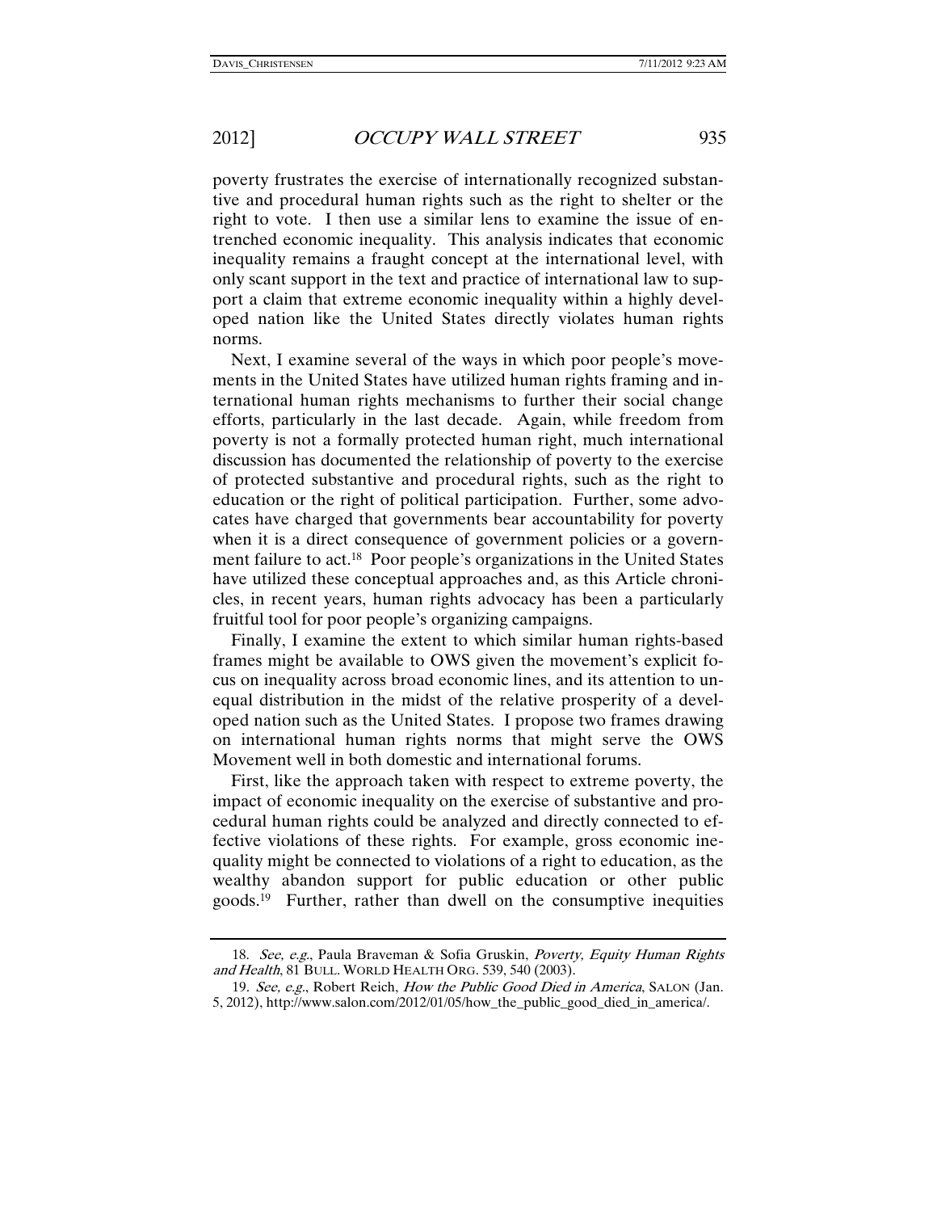poverty frustrates the exercise of internationally recognized substantive and procedural human rights such as the right to shelter or the right to vote. I then use a similar lens to examine the issue of entrenched economic inequality. This analysis indicates that economic inequality remains a fraught concept at the international level, with only scant support in the text and practice of international law to support a claim that extreme economic inequality within a highly developed nation like the United States directly violates human rights norms.

Next, I examine several of the ways in which poor people's movements in the United States have utilized human rights framing and international human rights mechanisms to further their social change efforts, particularly in the last decade. Again, while freedom from poverty is not a formally protected human right, much international discussion has documented the relationship of poverty to the exercise of protected substantive and procedural rights, such as the right to education or the right of political participation. Further, some advocates have charged that governments bear accountability for poverty when it is a direct consequence of government policies or a government failure to act.[18] Poor people's organizations in the United States have utilized these conceptual approaches and, as this Article chronicles, in recent years, human rights advocacy has been a particularly fruitful tool for poor people's organizing campaigns.

Finally, I examine the extent to which similar human rights-based frames might be available to OWS given the movement's explicit focus on inequality across broad economic lines, and its attention to unequal distribution in the midst of the relative prosperity of a developed nation such as the United States. I propose two frames drawing on international human rights norms that might serve the OWS Movement well in both domestic and international forums.

First, like the approach taken with respect to extreme poverty, the impact of economic inequality on the exercise of substantive and procedural human rights could be analyzed and directly connected to effective violations of these rights. For example, gross economic inequality might be connected to violations of a right to education, as the wealthy abandon support for public education or other public goods.[19] Further, rather than dwell on the consumptive inequities

---

18. *See, e.g.*, Paula Braveman & Sofia Gruskin, *Poverty, Equity Human Rights and Health*, 81 BULL. WORLD HEALTH ORG. 539, 540 (2003).

19. *See, e.g.*, Robert Reich, *How the Public Good Died in America*, SALON (Jan. 5, 2012), http://www.salon.com/2012/01/05/how_the_public_good_died_in_america/.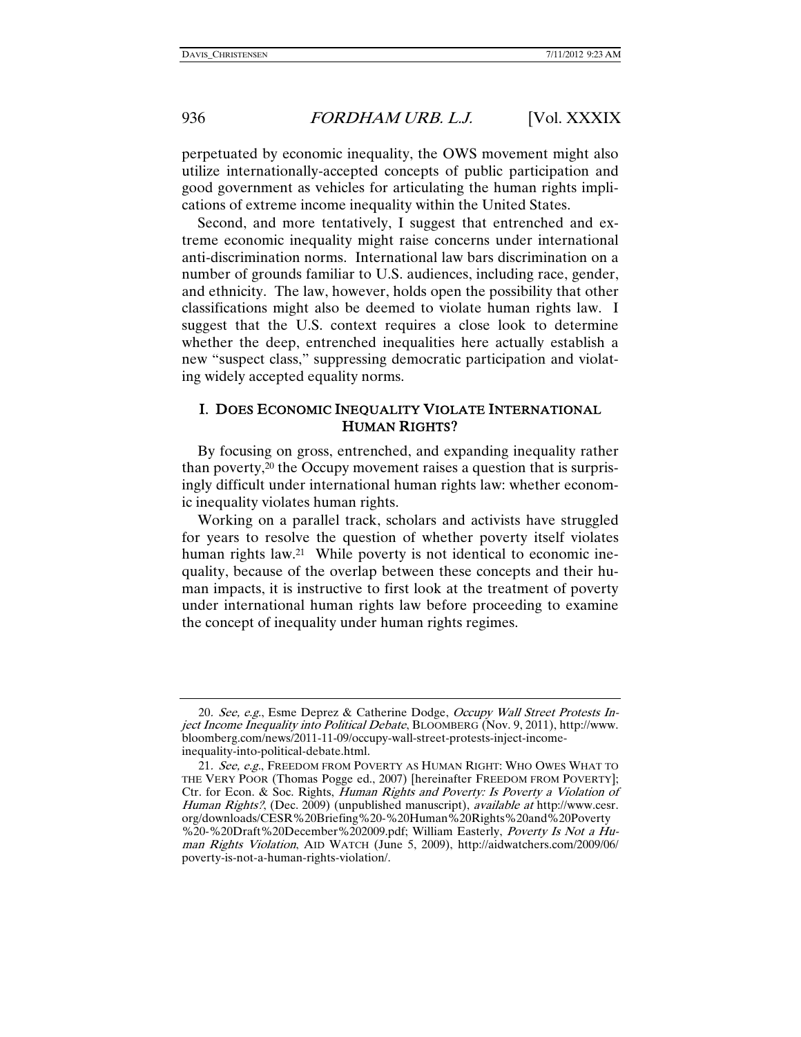perpetuated by economic inequality, the OWS movement might also utilize internationally-accepted concepts of public participation and good government as vehicles for articulating the human rights implications of extreme income inequality within the United States.

Second, and more tentatively, I suggest that entrenched and extreme economic inequality might raise concerns under international anti-discrimination norms. International law bars discrimination on a number of grounds familiar to U.S. audiences, including race, gender, and ethnicity. The law, however, holds open the possibility that other classifications might also be deemed to violate human rights law. I suggest that the U.S. context requires a close look to determine whether the deep, entrenched inequalities here actually establish a new "suspect class," suppressing democratic participation and violating widely accepted equality norms.

## I. DOES ECONOMIC INEQUALITY VIOLATE INTERNATIONAL HUMAN RIGHTS?

By focusing on gross, entrenched, and expanding inequality rather than poverty,[20] the Occupy movement raises a question that is surprisingly difficult under international human rights law: whether economic inequality violates human rights.

Working on a parallel track, scholars and activists have struggled for years to resolve the question of whether poverty itself violates human rights law.[21] While poverty is not identical to economic inequality, because of the overlap between these concepts and their human impacts, it is instructive to first look at the treatment of poverty under international human rights law before proceeding to examine the concept of inequality under human rights regimes.

---

20. *See, e.g.*, Esme Deprez & Catherine Dodge, *Occupy Wall Street Protests Inject Income Inequality into Political Debate*, BLOOMBERG (Nov. 9, 2011), http://www.bloomberg.com/news/2011-11-09/occupy-wall-street-protests-inject-income-inequality-into-political-debate.html.

21. *See, e.g.*, FREEDOM FROM POVERTY AS HUMAN RIGHT: WHO OWES WHAT TO THE VERY POOR (Thomas Pogge ed., 2007) [hereinafter FREEDOM FROM POVERTY]; Ctr. for Econ. & Soc. Rights, *Human Rights and Poverty: Is Poverty a Violation of Human Rights?*, (Dec. 2009) (unpublished manuscript), *available at* http://www.cesr.org/downloads/CESR%20Briefing%20-%20Human%20Rights%20and%20Poverty%20-%20Draft%20December%202009.pdf; William Easterly, *Poverty Is Not a Human Rights Violation*, AID WATCH (June 5, 2009), http://aidwatchers.com/2009/06/poverty-is-not-a-human-rights-violation/.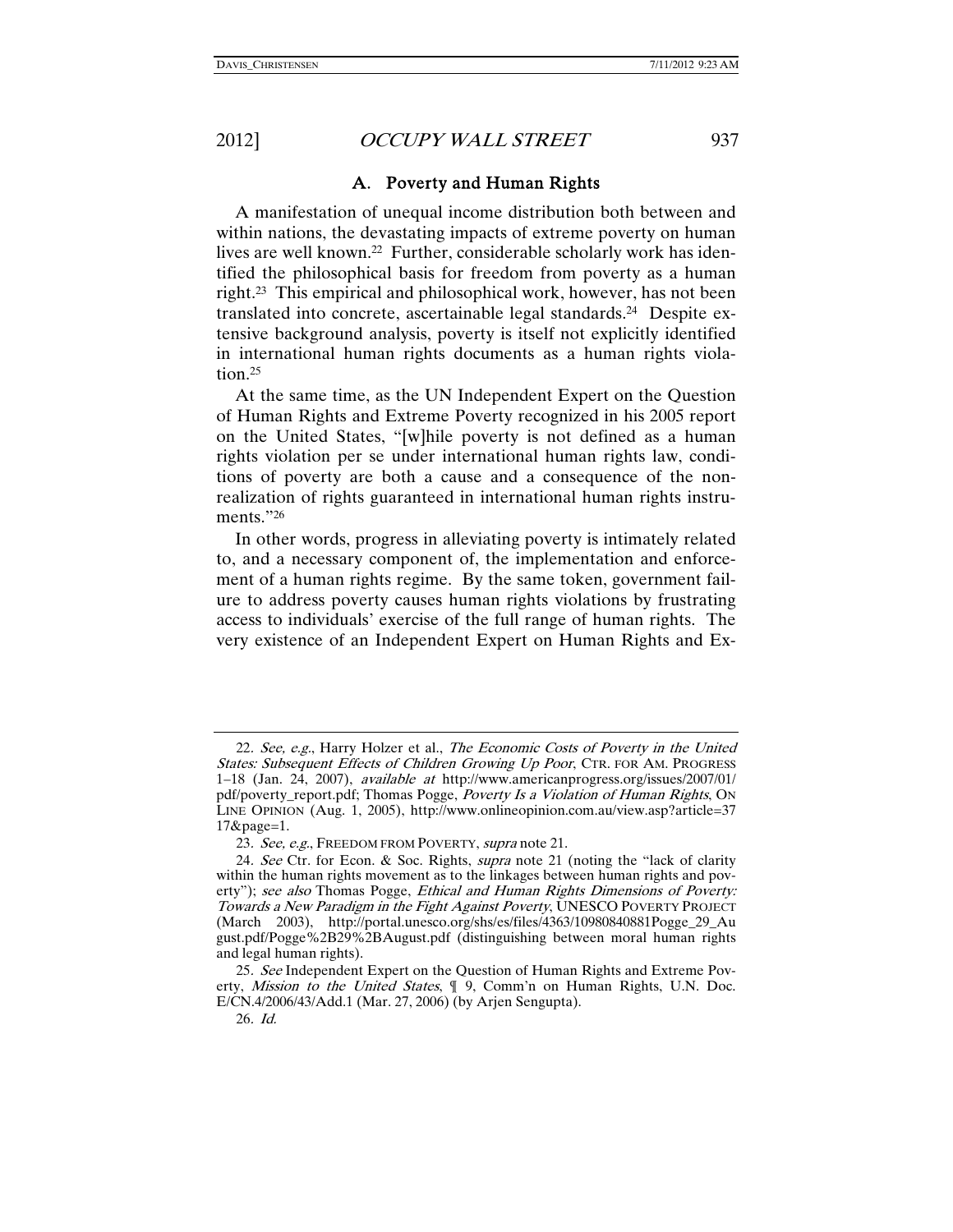### A. Poverty and Human Rights

A manifestation of unequal income distribution both between and within nations, the devastating impacts of extreme poverty on human lives are well known.[22] Further, considerable scholarly work has identified the philosophical basis for freedom from poverty as a human right.[23] This empirical and philosophical work, however, has not been translated into concrete, ascertainable legal standards.[24] Despite extensive background analysis, poverty is itself not explicitly identified in international human rights documents as a human rights violation.[25]

At the same time, as the UN Independent Expert on the Question of Human Rights and Extreme Poverty recognized in his 2005 report on the United States, "[w]hile poverty is not defined as a human rights violation per se under international human rights law, conditions of poverty are both a cause and a consequence of the non-realization of rights guaranteed in international human rights instruments."[26]

In other words, progress in alleviating poverty is intimately related to, and a necessary component of, the implementation and enforcement of a human rights regime. By the same token, government failure to address poverty causes human rights violations by frustrating access to individuals' exercise of the full range of human rights. The very existence of an Independent Expert on Human Rights and Ex-

---

22. *See, e.g.*, Harry Holzer et al., *The Economic Costs of Poverty in the United States: Subsequent Effects of Children Growing Up Poor*, CTR. FOR AM. PROGRESS 1–18 (Jan. 24, 2007), *available at* http://www.americanprogress.org/issues/2007/01/pdf/poverty_report.pdf; Thomas Pogge, *Poverty Is a Violation of Human Rights*, ON LINE OPINION (Aug. 1, 2005), http://www.onlineopinion.com.au/view.asp?article=3717&page=1.

23. *See, e.g.*, FREEDOM FROM POVERTY, *supra* note 21.

24. *See* Ctr. for Econ. & Soc. Rights, *supra* note 21 (noting the "lack of clarity within the human rights movement as to the linkages between human rights and poverty"); *see also* Thomas Pogge, *Ethical and Human Rights Dimensions of Poverty: Towards a New Paradigm in the Fight Against Poverty*, UNESCO POVERTY PROJECT (March 2003), http://portal.unesco.org/shs/es/files/4363/10980840881Pogge_29_August.pdf/Pogge%2B29%2BAugust.pdf (distinguishing between moral human rights and legal human rights).

25. *See* Independent Expert on the Question of Human Rights and Extreme Poverty, *Mission to the United States*, ¶ 9, Comm'n on Human Rights, U.N. Doc. E/CN.4/2006/43/Add.1 (Mar. 27, 2006) (by Arjen Sengupta).

26. *Id.*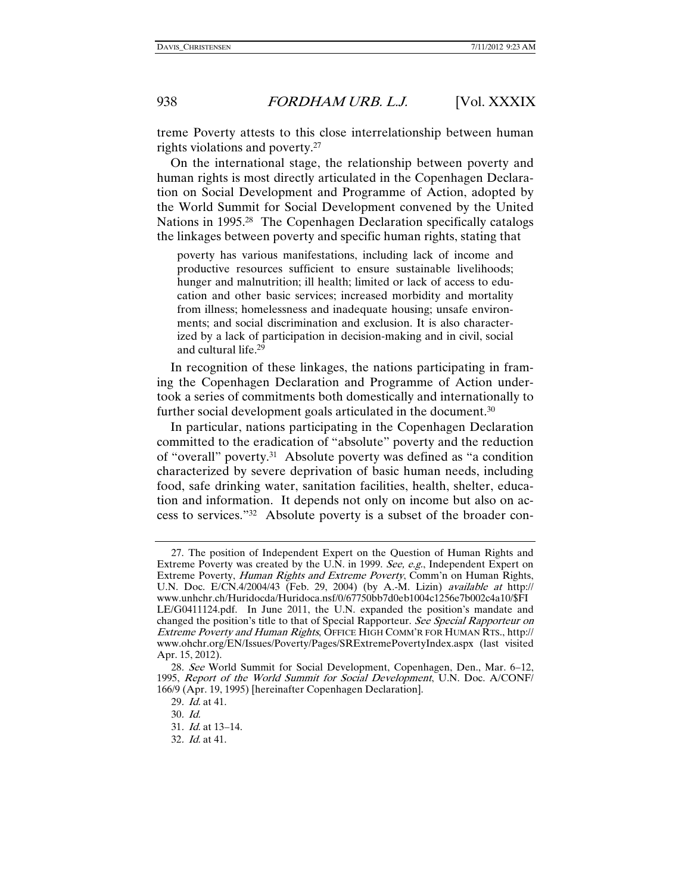treme Poverty attests to this close interrelationship between human rights violations and poverty.[27]

On the international stage, the relationship between poverty and human rights is most directly articulated in the Copenhagen Declaration on Social Development and Programme of Action, adopted by the World Summit for Social Development convened by the United Nations in 1995.[28] The Copenhagen Declaration specifically catalogs the linkages between poverty and specific human rights, stating that

> poverty has various manifestations, including lack of income and productive resources sufficient to ensure sustainable livelihoods; hunger and malnutrition; ill health; limited or lack of access to education and other basic services; increased morbidity and mortality from illness; homelessness and inadequate housing; unsafe environments; and social discrimination and exclusion. It is also characterized by a lack of participation in decision-making and in civil, social and cultural life.[29]

In recognition of these linkages, the nations participating in framing the Copenhagen Declaration and Programme of Action undertook a series of commitments both domestically and internationally to further social development goals articulated in the document.[30]

In particular, nations participating in the Copenhagen Declaration committed to the eradication of "absolute" poverty and the reduction of "overall" poverty.[31] Absolute poverty was defined as "a condition characterized by severe deprivation of basic human needs, including food, safe drinking water, sanitation facilities, health, shelter, education and information. It depends not only on income but also on access to services."[32] Absolute poverty is a subset of the broader con-

---

27. The position of Independent Expert on the Question of Human Rights and Extreme Poverty was created by the U.N. in 1999. *See, e.g.*, Independent Expert on Extreme Poverty, *Human Rights and Extreme Poverty*, Comm'n on Human Rights, U.N. Doc. E/CN.4/2004/43 (Feb. 29, 2004) (by A.-M. Lizin) *available at* http://www.unhchr.ch/Huridocda/Huridoca.nsf/0/67750bb7d0eb1004c1256e7b002c4a10/$FILE/G0411124.pdf. In June 2011, the U.N. expanded the position's mandate and changed the position's title to that of Special Rapporteur. *See Special Rapporteur on Extreme Poverty and Human Rights*, OFFICE HIGH COMM'R FOR HUMAN RTS., http://www.ohchr.org/EN/Issues/Poverty/Pages/SRExtremePovertyIndex.aspx (last visited Apr. 15, 2012).

28. *See* World Summit for Social Development, Copenhagen, Den., Mar. 6–12, 1995, *Report of the World Summit for Social Development*, U.N. Doc. A/CONF/166/9 (Apr. 19, 1995) [hereinafter Copenhagen Declaration].

29. *Id.* at 41.

30. *Id.*

31. *Id.* at 13–14.

32. *Id.* at 41.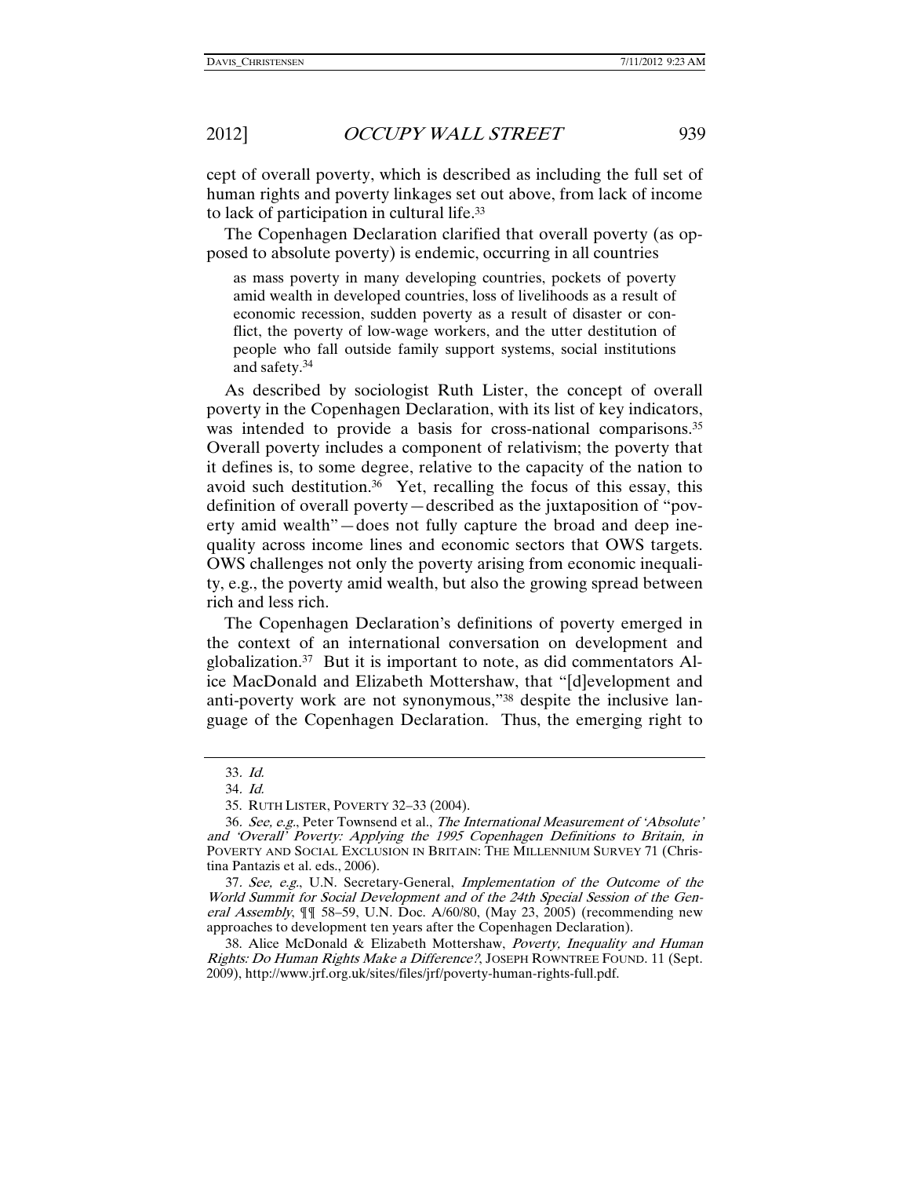cept of overall poverty, which is described as including the full set of human rights and poverty linkages set out above, from lack of income to lack of participation in cultural life.[33]

The Copenhagen Declaration clarified that overall poverty (as opposed to absolute poverty) is endemic, occurring in all countries

> as mass poverty in many developing countries, pockets of poverty amid wealth in developed countries, loss of livelihoods as a result of economic recession, sudden poverty as a result of disaster or conflict, the poverty of low-wage workers, and the utter destitution of people who fall outside family support systems, social institutions and safety.[34]

As described by sociologist Ruth Lister, the concept of overall poverty in the Copenhagen Declaration, with its list of key indicators, was intended to provide a basis for cross-national comparisons.[35] Overall poverty includes a component of relativism; the poverty that it defines is, to some degree, relative to the capacity of the nation to avoid such destitution.[36] Yet, recalling the focus of this essay, this definition of overall poverty—described as the juxtaposition of "poverty amid wealth"—does not fully capture the broad and deep inequality across income lines and economic sectors that OWS targets. OWS challenges not only the poverty arising from economic inequality, e.g., the poverty amid wealth, but also the growing spread between rich and less rich.

The Copenhagen Declaration's definitions of poverty emerged in the context of an international conversation on development and globalization.[37] But it is important to note, as did commentators Alice MacDonald and Elizabeth Mottershaw, that "[d]evelopment and anti-poverty work are not synonymous,"[38] despite the inclusive language of the Copenhagen Declaration. Thus, the emerging right to

---

33. *Id.*

34. *Id.*

35. RUTH LISTER, POVERTY 32–33 (2004).

36. *See, e.g.*, Peter Townsend et al., *The International Measurement of 'Absolute' and 'Overall' Poverty: Applying the 1995 Copenhagen Definitions to Britain*, *in* POVERTY AND SOCIAL EXCLUSION IN BRITAIN: THE MILLENNIUM SURVEY 71 (Christina Pantazis et al. eds., 2006).

37. *See, e.g.*, U.N. Secretary-General, *Implementation of the Outcome of the World Summit for Social Development and of the 24th Special Session of the General Assembly*, ¶¶ 58–59, U.N. Doc. A/60/80, (May 23, 2005) (recommending new approaches to development ten years after the Copenhagen Declaration).

38. Alice McDonald & Elizabeth Mottershaw, *Poverty, Inequality and Human Rights: Do Human Rights Make a Difference?*, JOSEPH ROWNTREE FOUND. 11 (Sept. 2009), http://www.jrf.org.uk/sites/files/jrf/poverty-human-rights-full.pdf.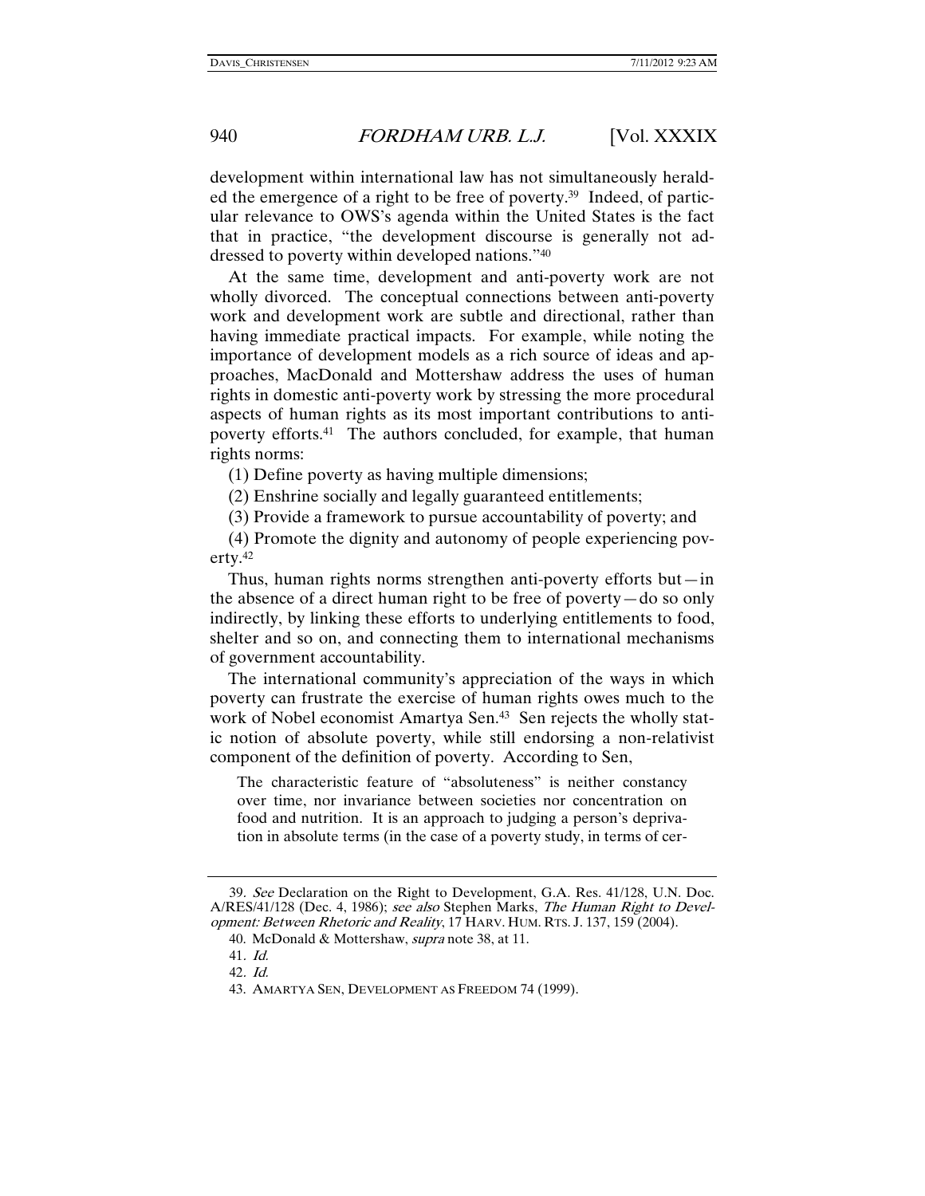development within international law has not simultaneously heralded the emergence of a right to be free of poverty.[39] Indeed, of particular relevance to OWS's agenda within the United States is the fact that in practice, "the development discourse is generally not addressed to poverty within developed nations."[40]

At the same time, development and anti-poverty work are not wholly divorced. The conceptual connections between anti-poverty work and development work are subtle and directional, rather than having immediate practical impacts. For example, while noting the importance of development models as a rich source of ideas and approaches, MacDonald and Mottershaw address the uses of human rights in domestic anti-poverty work by stressing the more procedural aspects of human rights as its most important contributions to anti-poverty efforts.[41] The authors concluded, for example, that human rights norms:

(1) Define poverty as having multiple dimensions;

(2) Enshrine socially and legally guaranteed entitlements;

(3) Provide a framework to pursue accountability of poverty; and

(4) Promote the dignity and autonomy of people experiencing poverty.[42]

Thus, human rights norms strengthen anti-poverty efforts but—in the absence of a direct human right to be free of poverty—do so only indirectly, by linking these efforts to underlying entitlements to food, shelter and so on, and connecting them to international mechanisms of government accountability.

The international community's appreciation of the ways in which poverty can frustrate the exercise of human rights owes much to the work of Nobel economist Amartya Sen.[43] Sen rejects the wholly static notion of absolute poverty, while still endorsing a non-relativist component of the definition of poverty. According to Sen,

> The characteristic feature of "absoluteness" is neither constancy over time, nor invariance between societies nor concentration on food and nutrition. It is an approach to judging a person's deprivation in absolute terms (in the case of a poverty study, in terms of cer-

---

39. *See* Declaration on the Right to Development, G.A. Res. 41/128, U.N. Doc. A/RES/41/128 (Dec. 4, 1986); *see also* Stephen Marks, *The Human Right to Development: Between Rhetoric and Reality*, 17 HARV. HUM. RTS. J. 137, 159 (2004).

40. McDonald & Mottershaw, *supra* note 38, at 11.

41. *Id.*

42. *Id.*

43. AMARTYA SEN, DEVELOPMENT AS FREEDOM 74 (1999).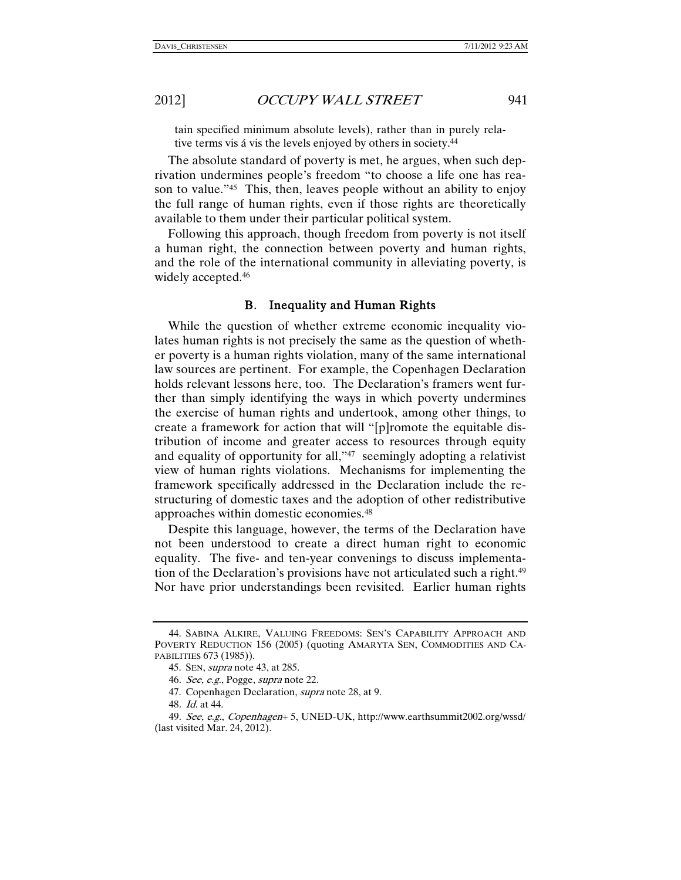tain specified minimum absolute levels), rather than in purely relative terms vis á vis the levels enjoyed by others in society.[44]

The absolute standard of poverty is met, he argues, when such deprivation undermines people's freedom "to choose a life one has reason to value."[45] This, then, leaves people without an ability to enjoy the full range of human rights, even if those rights are theoretically available to them under their particular political system.

Following this approach, though freedom from poverty is not itself a human right, the connection between poverty and human rights, and the role of the international community in alleviating poverty, is widely accepted.[46]

### B. Inequality and Human Rights

While the question of whether extreme economic inequality violates human rights is not precisely the same as the question of whether poverty is a human rights violation, many of the same international law sources are pertinent. For example, the Copenhagen Declaration holds relevant lessons here, too. The Declaration's framers went further than simply identifying the ways in which poverty undermines the exercise of human rights and undertook, among other things, to create a framework for action that will "[p]romote the equitable distribution of income and greater access to resources through equity and equality of opportunity for all,"[47] seemingly adopting a relativist view of human rights violations. Mechanisms for implementing the framework specifically addressed in the Declaration include the restructuring of domestic taxes and the adoption of other redistributive approaches within domestic economies.[48]

Despite this language, however, the terms of the Declaration have not been understood to create a direct human right to economic equality. The five- and ten-year convenings to discuss implementation of the Declaration's provisions have not articulated such a right.[49] Nor have prior understandings been revisited. Earlier human rights

---

44. SABINA ALKIRE, VALUING FREEDOMS: SEN'S CAPABILITY APPROACH AND POVERTY REDUCTION 156 (2005) (quoting AMARYTA SEN, COMMODITIES AND CAPABILITIES 673 (1985)).

45. SEN, *supra* note 43, at 285.

46. *See, e.g.*, Pogge, *supra* note 22.

47. Copenhagen Declaration, *supra* note 28, at 9.

48. *Id.* at 44.

49. *See, e.g.*, *Copenhagen+ 5*, UNED-UK, http://www.earthsummit2002.org/wssd/ (last visited Mar. 24, 2012).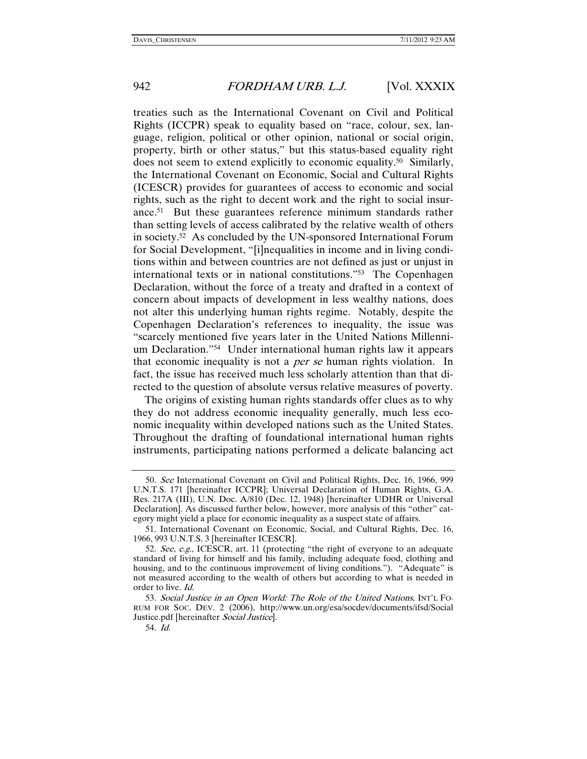treaties such as the International Covenant on Civil and Political Rights (ICCPR) speak to equality based on "race, colour, sex, language, religion, political or other opinion, national or social origin, property, birth or other status," but this status-based equality right does not seem to extend explicitly to economic equality.[50] Similarly, the International Covenant on Economic, Social and Cultural Rights (ICESCR) provides for guarantees of access to economic and social rights, such as the right to decent work and the right to social insurance.[51] But these guarantees reference minimum standards rather than setting levels of access calibrated by the relative wealth of others in society.[52] As concluded by the UN-sponsored International Forum for Social Development, "[i]nequalities in income and in living conditions within and between countries are not defined as just or unjust in international texts or in national constitutions."[53] The Copenhagen Declaration, without the force of a treaty and drafted in a context of concern about impacts of development in less wealthy nations, does not alter this underlying human rights regime. Notably, despite the Copenhagen Declaration's references to inequality, the issue was "scarcely mentioned five years later in the United Nations Millennium Declaration."[54] Under international human rights law it appears that economic inequality is not a *per se* human rights violation. In fact, the issue has received much less scholarly attention than that directed to the question of absolute versus relative measures of poverty.

The origins of existing human rights standards offer clues as to why they do not address economic inequality generally, much less economic inequality within developed nations such as the United States. Throughout the drafting of foundational international human rights instruments, participating nations performed a delicate balancing act

---

50. *See* International Covenant on Civil and Political Rights, Dec. 16, 1966, 999 U.N.T.S. 171 [hereinafter ICCPR]; Universal Declaration of Human Rights, G.A. Res. 217A (III), U.N. Doc. A/810 (Dec. 12, 1948) [hereinafter UDHR or Universal Declaration]. As discussed further below, however, more analysis of this "other" category might yield a place for economic inequality as a suspect state of affairs.

51. International Covenant on Economic, Social, and Cultural Rights, Dec. 16, 1966, 993 U.N.T.S. 3 [hereinafter ICESCR].

52. *See, e.g.*, ICESCR, art. 11 (protecting "the right of everyone to an adequate standard of living for himself and his family, including adequate food, clothing and housing, and to the continuous improvement of living conditions."). "Adequate" is not measured according to the wealth of others but according to what is needed in order to live. *Id.*

53. *Social Justice in an Open World: The Role of the United Nations*, INT'L FORUM FOR SOC. DEV. 2 (2006), http://www.un.org/esa/socdev/documents/ifsd/SocialJustice.pdf [hereinafter *Social Justice*].

54. *Id.*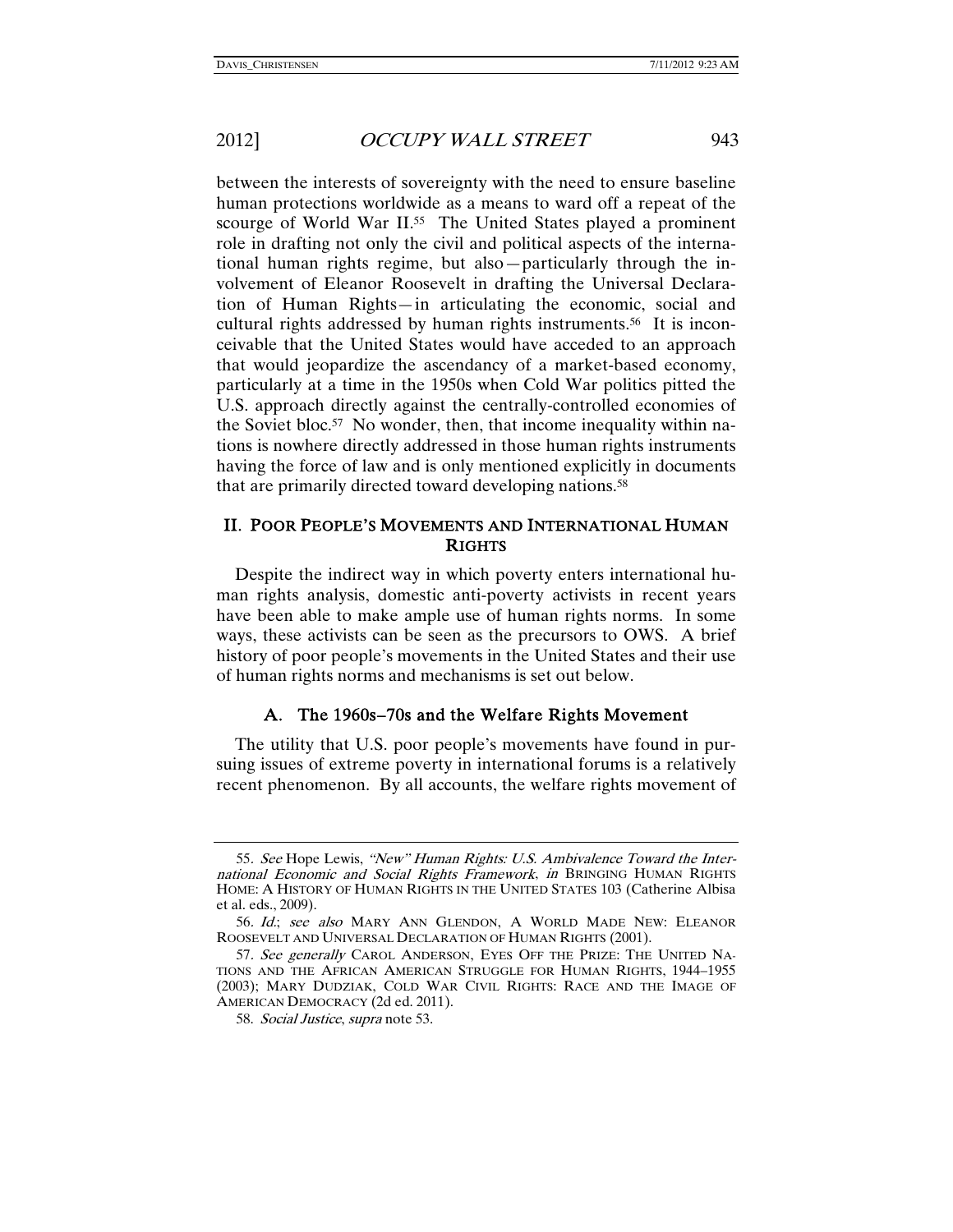between the interests of sovereignty with the need to ensure baseline human protections worldwide as a means to ward off a repeat of the scourge of World War II.[55] The United States played a prominent role in drafting not only the civil and political aspects of the international human rights regime, but also—particularly through the involvement of Eleanor Roosevelt in drafting the Universal Declaration of Human Rights—in articulating the economic, social and cultural rights addressed by human rights instruments.[56] It is inconceivable that the United States would have acceded to an approach that would jeopardize the ascendancy of a market-based economy, particularly at a time in the 1950s when Cold War politics pitted the U.S. approach directly against the centrally-controlled economies of the Soviet bloc.[57] No wonder, then, that income inequality within nations is nowhere directly addressed in those human rights instruments having the force of law and is only mentioned explicitly in documents that are primarily directed toward developing nations.[58]

## II. POOR PEOPLE'S MOVEMENTS AND INTERNATIONAL HUMAN RIGHTS

Despite the indirect way in which poverty enters international human rights analysis, domestic anti-poverty activists in recent years have been able to make ample use of human rights norms. In some ways, these activists can be seen as the precursors to OWS. A brief history of poor people's movements in the United States and their use of human rights norms and mechanisms is set out below.

### A. The 1960s–70s and the Welfare Rights Movement

The utility that U.S. poor people's movements have found in pursuing issues of extreme poverty in international forums is a relatively recent phenomenon. By all accounts, the welfare rights movement of

---

55. *See* Hope Lewis, *"New" Human Rights: U.S. Ambivalence Toward the International Economic and Social Rights Framework*, *in* BRINGING HUMAN RIGHTS HOME: A HISTORY OF HUMAN RIGHTS IN THE UNITED STATES 103 (Catherine Albisa et al. eds., 2009).

56. *Id.*; *see also* MARY ANN GLENDON, A WORLD MADE NEW: ELEANOR ROOSEVELT AND UNIVERSAL DECLARATION OF HUMAN RIGHTS (2001).

57. *See generally* CAROL ANDERSON, EYES OFF THE PRIZE: THE UNITED NATIONS AND THE AFRICAN AMERICAN STRUGGLE FOR HUMAN RIGHTS, 1944–1955 (2003); MARY DUDZIAK, COLD WAR CIVIL RIGHTS: RACE AND THE IMAGE OF AMERICAN DEMOCRACY (2d ed. 2011).

58. *Social Justice*, *supra* note 53.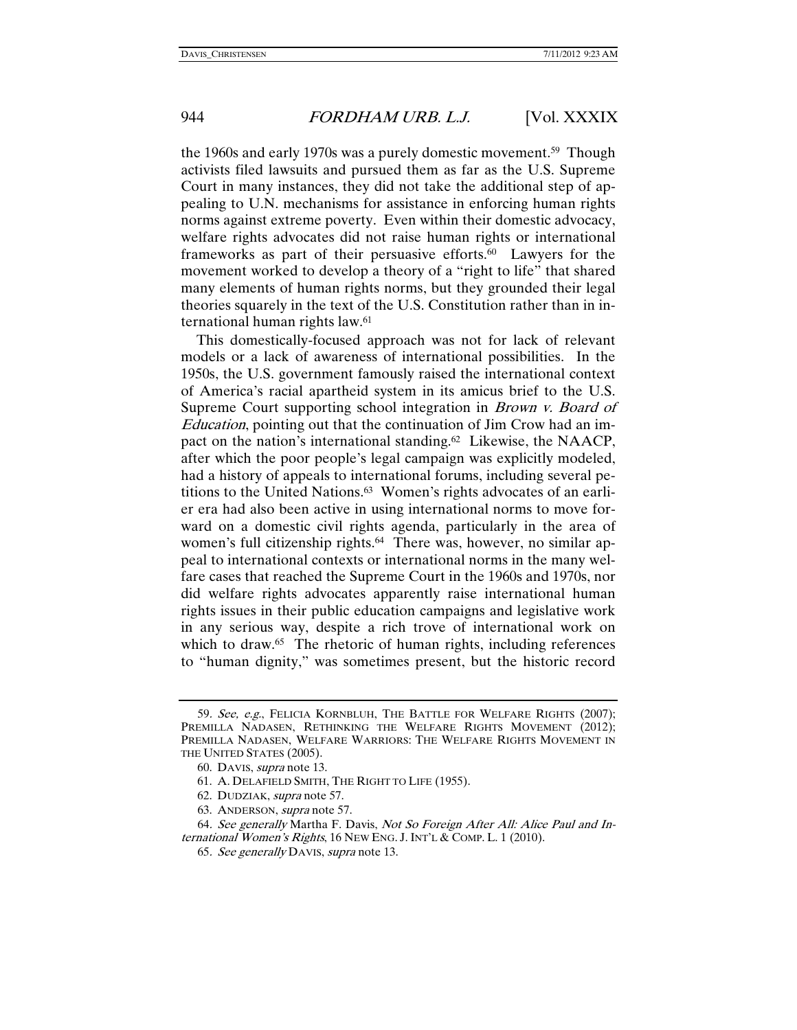the 1960s and early 1970s was a purely domestic movement.[59] Though activists filed lawsuits and pursued them as far as the U.S. Supreme Court in many instances, they did not take the additional step of appealing to U.N. mechanisms for assistance in enforcing human rights norms against extreme poverty. Even within their domestic advocacy, welfare rights advocates did not raise human rights or international frameworks as part of their persuasive efforts.[60] Lawyers for the movement worked to develop a theory of a "right to life" that shared many elements of human rights norms, but they grounded their legal theories squarely in the text of the U.S. Constitution rather than in international human rights law.[61]

This domestically-focused approach was not for lack of relevant models or a lack of awareness of international possibilities. In the 1950s, the U.S. government famously raised the international context of America's racial apartheid system in its amicus brief to the U.S. Supreme Court supporting school integration in *Brown v. Board of Education*, pointing out that the continuation of Jim Crow had an impact on the nation's international standing.[62] Likewise, the NAACP, after which the poor people's legal campaign was explicitly modeled, had a history of appeals to international forums, including several petitions to the United Nations.[63] Women's rights advocates of an earlier era had also been active in using international norms to move forward on a domestic civil rights agenda, particularly in the area of women's full citizenship rights.[64] There was, however, no similar appeal to international contexts or international norms in the many welfare cases that reached the Supreme Court in the 1960s and 1970s, nor did welfare rights advocates apparently raise international human rights issues in their public education campaigns and legislative work in any serious way, despite a rich trove of international work on which to draw.[65] The rhetoric of human rights, including references to "human dignity," was sometimes present, but the historic record

---

59. *See, e.g.*, FELICIA KORNBLUH, THE BATTLE FOR WELFARE RIGHTS (2007); PREMILLA NADASEN, RETHINKING THE WELFARE RIGHTS MOVEMENT (2012); PREMILLA NADASEN, WELFARE WARRIORS: THE WELFARE RIGHTS MOVEMENT IN THE UNITED STATES (2005).

60. DAVIS, *supra* note 13.

61. A. DELAFIELD SMITH, THE RIGHT TO LIFE (1955).

62. DUDZIAK, *supra* note 57.

63. ANDERSON, *supra* note 57.

64. *See generally* Martha F. Davis, *Not So Foreign After All: Alice Paul and International Women's Rights*, 16 NEW ENG. J. INT'L & COMP. L. 1 (2010).

65. *See generally* DAVIS, *supra* note 13.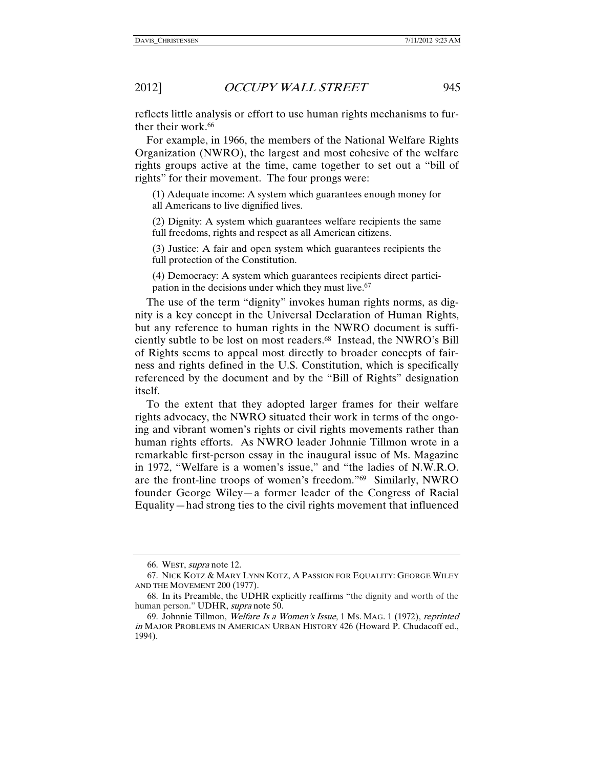reflects little analysis or effort to use human rights mechanisms to further their work.[66]

For example, in 1966, the members of the National Welfare Rights Organization (NWRO), the largest and most cohesive of the welfare rights groups active at the time, came together to set out a "bill of rights" for their movement. The four prongs were:

> (1) Adequate income: A system which guarantees enough money for all Americans to live dignified lives.
>
> (2) Dignity: A system which guarantees welfare recipients the same full freedoms, rights and respect as all American citizens.
>
> (3) Justice: A fair and open system which guarantees recipients the full protection of the Constitution.
>
> (4) Democracy: A system which guarantees recipients direct participation in the decisions under which they must live.[67]

The use of the term "dignity" invokes human rights norms, as dignity is a key concept in the Universal Declaration of Human Rights, but any reference to human rights in the NWRO document is sufficiently subtle to be lost on most readers.[68] Instead, the NWRO's Bill of Rights seems to appeal most directly to broader concepts of fairness and rights defined in the U.S. Constitution, which is specifically referenced by the document and by the "Bill of Rights" designation itself.

To the extent that they adopted larger frames for their welfare rights advocacy, the NWRO situated their work in terms of the ongoing and vibrant women's rights or civil rights movements rather than human rights efforts. As NWRO leader Johnnie Tillmon wrote in a remarkable first-person essay in the inaugural issue of Ms. Magazine in 1972, "Welfare is a women's issue," and "the ladies of N.W.R.O. are the front-line troops of women's freedom."[69] Similarly, NWRO founder George Wiley—a former leader of the Congress of Racial Equality—had strong ties to the civil rights movement that influenced

---

66. WEST, *supra* note 12.

67. NICK KOTZ & MARY LYNN KOTZ, A PASSION FOR EQUALITY: GEORGE WILEY AND THE MOVEMENT 200 (1977).

68. In its Preamble, the UDHR explicitly reaffirms "the dignity and worth of the human person." UDHR, *supra* note 50.

69. Johnnie Tillmon, *Welfare Is a Women's Issue*, 1 MS. MAG. 1 (1972), *reprinted in* MAJOR PROBLEMS IN AMERICAN URBAN HISTORY 426 (Howard P. Chudacoff ed., 1994).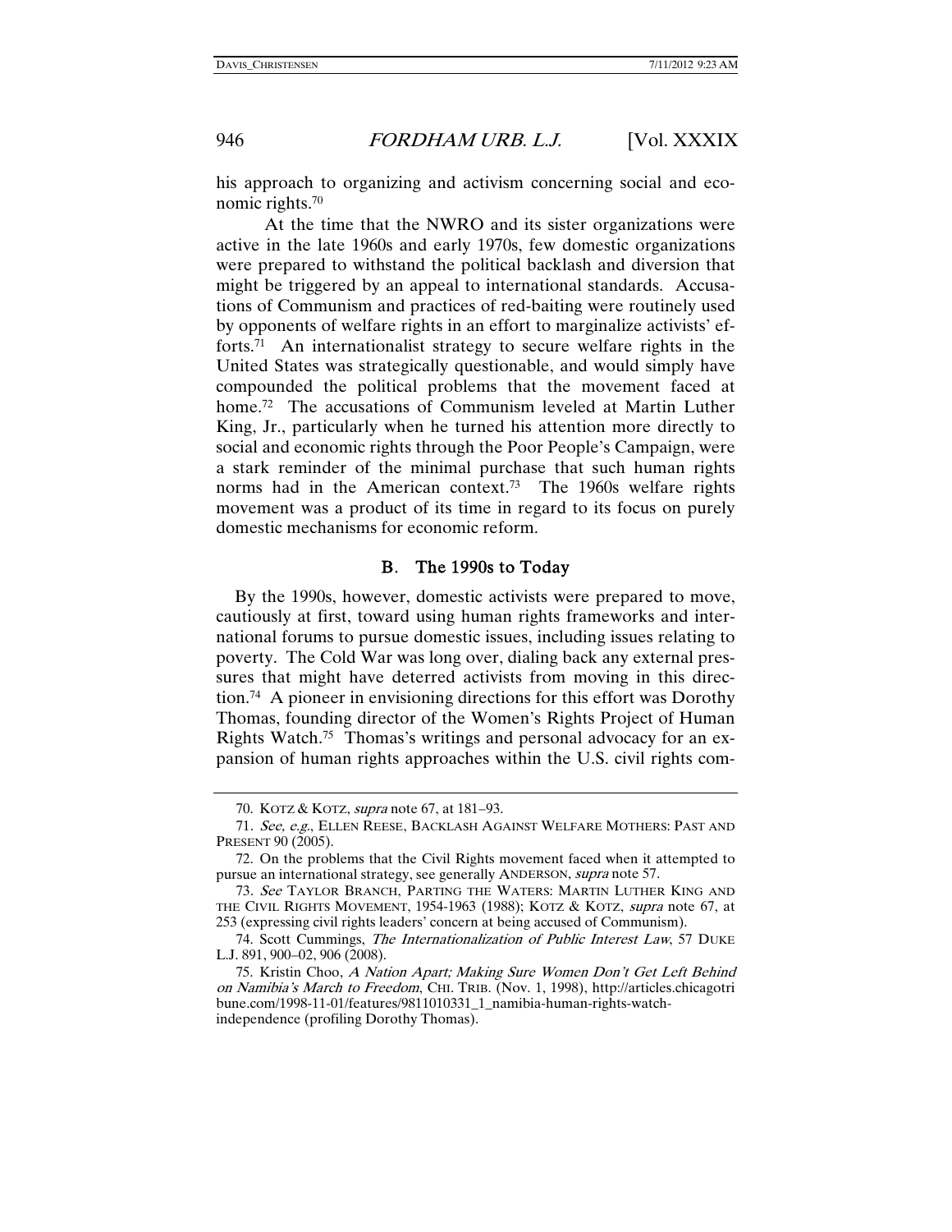his approach to organizing and activism concerning social and economic rights.[70]

At the time that the NWRO and its sister organizations were active in the late 1960s and early 1970s, few domestic organizations were prepared to withstand the political backlash and diversion that might be triggered by an appeal to international standards. Accusations of Communism and practices of red-baiting were routinely used by opponents of welfare rights in an effort to marginalize activists' efforts.[71] An internationalist strategy to secure welfare rights in the United States was strategically questionable, and would simply have compounded the political problems that the movement faced at home.[72] The accusations of Communism leveled at Martin Luther King, Jr., particularly when he turned his attention more directly to social and economic rights through the Poor People's Campaign, were a stark reminder of the minimal purchase that such human rights norms had in the American context.[73] The 1960s welfare rights movement was a product of its time in regard to its focus on purely domestic mechanisms for economic reform.

### B. The 1990s to Today

By the 1990s, however, domestic activists were prepared to move, cautiously at first, toward using human rights frameworks and international forums to pursue domestic issues, including issues relating to poverty. The Cold War was long over, dialing back any external pressures that might have deterred activists from moving in this direction.[74] A pioneer in envisioning directions for this effort was Dorothy Thomas, founding director of the Women's Rights Project of Human Rights Watch.[75] Thomas's writings and personal advocacy for an expansion of human rights approaches within the U.S. civil rights com-

---

70. KOTZ & KOTZ, *supra* note 67, at 181–93.

71. *See, e.g.*, ELLEN REESE, BACKLASH AGAINST WELFARE MOTHERS: PAST AND PRESENT 90 (2005).

72. On the problems that the Civil Rights movement faced when it attempted to pursue an international strategy, see generally ANDERSON, *supra* note 57.

73. *See* TAYLOR BRANCH, PARTING THE WATERS: MARTIN LUTHER KING AND THE CIVIL RIGHTS MOVEMENT, 1954-1963 (1988); KOTZ & KOTZ, *supra* note 67, at 253 (expressing civil rights leaders' concern at being accused of Communism).

74. Scott Cummings, *The Internationalization of Public Interest Law*, 57 DUKE L.J. 891, 900–02, 906 (2008).

75. Kristin Choo, *A Nation Apart; Making Sure Women Don't Get Left Behind on Namibia's March to Freedom*, CHI. TRIB. (Nov. 1, 1998), http://articles.chicagotribune.com/1998-11-01/features/9811010331_1_namibia-human-rights-watch-independence (profiling Dorothy Thomas).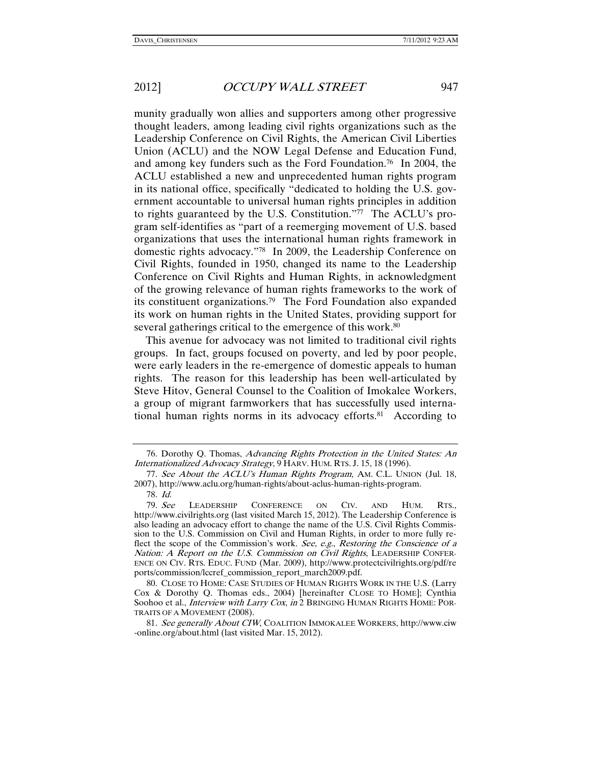munity gradually won allies and supporters among other progressive thought leaders, among leading civil rights organizations such as the Leadership Conference on Civil Rights, the American Civil Liberties Union (ACLU) and the NOW Legal Defense and Education Fund, and among key funders such as the Ford Foundation.[76] In 2004, the ACLU established a new and unprecedented human rights program in its national office, specifically "dedicated to holding the U.S. government accountable to universal human rights principles in addition to rights guaranteed by the U.S. Constitution."[77] The ACLU's program self-identifies as "part of a reemerging movement of U.S. based organizations that uses the international human rights framework in domestic rights advocacy."[78] In 2009, the Leadership Conference on Civil Rights, founded in 1950, changed its name to the Leadership Conference on Civil Rights and Human Rights, in acknowledgment of the growing relevance of human rights frameworks to the work of its constituent organizations.[79] The Ford Foundation also expanded its work on human rights in the United States, providing support for several gatherings critical to the emergence of this work.[80]

This avenue for advocacy was not limited to traditional civil rights groups. In fact, groups focused on poverty, and led by poor people, were early leaders in the re-emergence of domestic appeals to human rights. The reason for this leadership has been well-articulated by Steve Hitov, General Counsel to the Coalition of Imokalee Workers, a group of migrant farmworkers that has successfully used international human rights norms in its advocacy efforts.[81] According to

---

76. Dorothy Q. Thomas, *Advancing Rights Protection in the United States: An Internationalized Advocacy Strategy*, 9 HARV. HUM. RTS. J. 15, 18 (1996).

77. *See About the ACLU's Human Rights Program*, AM. C.L. UNION (Jul. 18, 2007), http://www.aclu.org/human-rights/about-aclus-human-rights-program.

78. *Id.*

79. *See* LEADERSHIP CONFERENCE ON CIV. AND HUM. RTS., http://www.civilrights.org (last visited March 15, 2012). The Leadership Conference is also leading an advocacy effort to change the name of the U.S. Civil Rights Commission to the U.S. Commission on Civil and Human Rights, in order to more fully reflect the scope of the Commission's work. *See, e.g.*, *Restoring the Conscience of a Nation: A Report on the U.S. Commission on Civil Rights*, LEADERSHIP CONFERENCE ON CIV. RTS. EDUC. FUND (Mar. 2009), http://www.protectcivilrights.org/pdf/reports/commission/lccref_commission_report_march2009.pdf.

80. CLOSE TO HOME: CASE STUDIES OF HUMAN RIGHTS WORK IN THE U.S. (Larry Cox & Dorothy Q. Thomas eds., 2004) [hereinafter CLOSE TO HOME]; Cynthia Soohoo et al., *Interview with Larry Cox*, *in* 2 BRINGING HUMAN RIGHTS HOME: PORTRAITS OF A MOVEMENT (2008).

81. *See generally About CIW*, COALITION IMMOKALEE WORKERS, http://www.ciw-online.org/about.html (last visited Mar. 15, 2012).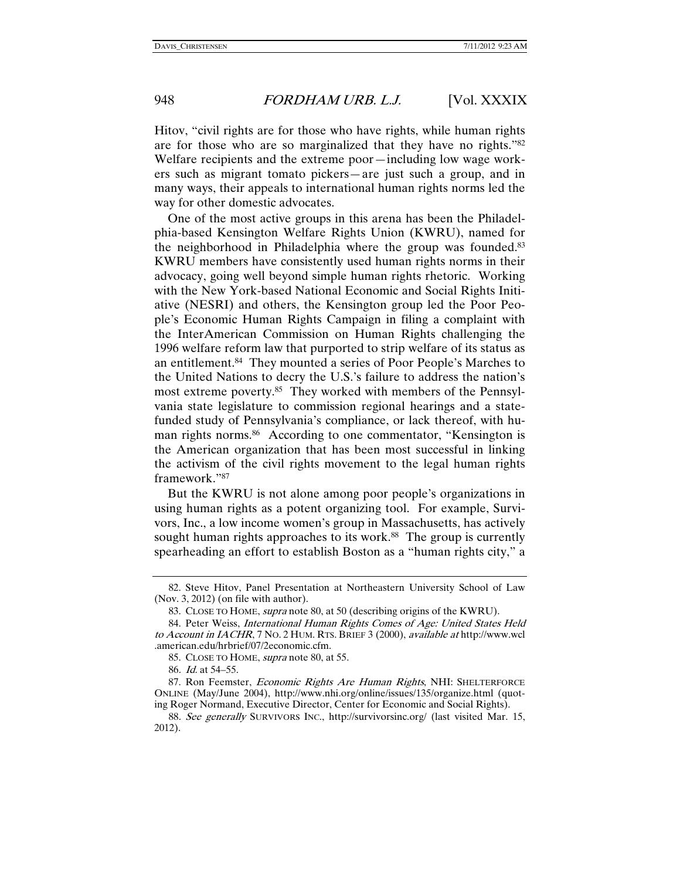Hitov, "civil rights are for those who have rights, while human rights are for those who are so marginalized that they have no rights."[82] Welfare recipients and the extreme poor—including low wage workers such as migrant tomato pickers—are just such a group, and in many ways, their appeals to international human rights norms led the way for other domestic advocates.

One of the most active groups in this arena has been the Philadelphia-based Kensington Welfare Rights Union (KWRU), named for the neighborhood in Philadelphia where the group was founded.[83] KWRU members have consistently used human rights norms in their advocacy, going well beyond simple human rights rhetoric. Working with the New York-based National Economic and Social Rights Initiative (NESRI) and others, the Kensington group led the Poor People's Economic Human Rights Campaign in filing a complaint with the InterAmerican Commission on Human Rights challenging the 1996 welfare reform law that purported to strip welfare of its status as an entitlement.[84] They mounted a series of Poor People's Marches to the United Nations to decry the U.S.'s failure to address the nation's most extreme poverty.[85] They worked with members of the Pennsylvania state legislature to commission regional hearings and a state-funded study of Pennsylvania's compliance, or lack thereof, with human rights norms.[86] According to one commentator, "Kensington is the American organization that has been most successful in linking the activism of the civil rights movement to the legal human rights framework."[87]

But the KWRU is not alone among poor people's organizations in using human rights as a potent organizing tool. For example, Survivors, Inc., a low income women's group in Massachusetts, has actively sought human rights approaches to its work.[88] The group is currently spearheading an effort to establish Boston as a "human rights city," a

---

82. Steve Hitov, Panel Presentation at Northeastern University School of Law (Nov. 3, 2012) (on file with author).

83. CLOSE TO HOME, *supra* note 80, at 50 (describing origins of the KWRU).

84. Peter Weiss, *International Human Rights Comes of Age: United States Held to Account in IACHR*, 7 NO. 2 HUM. RTS. BRIEF 3 (2000), *available at* http://www.wcl.american.edu/hrbrief/07/2economic.cfm.

85. CLOSE TO HOME, *supra* note 80, at 55.

86. *Id.* at 54–55.

87. Ron Feemster, *Economic Rights Are Human Rights*, NHI: SHELTERFORCE ONLINE (May/June 2004), http://www.nhi.org/online/issues/135/organize.html (quoting Roger Normand, Executive Director, Center for Economic and Social Rights).

88. *See generally* SURVIVORS INC., http://survivorsinc.org/ (last visited Mar. 15, 2012).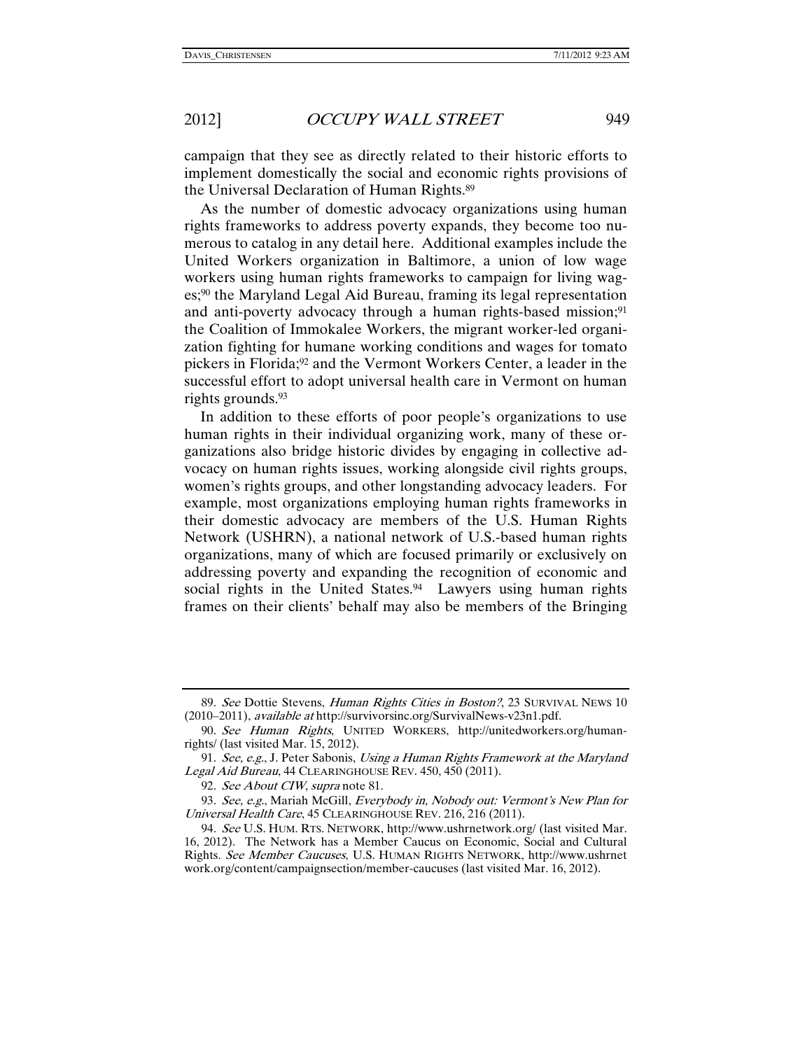campaign that they see as directly related to their historic efforts to implement domestically the social and economic rights provisions of the Universal Declaration of Human Rights.[89]

As the number of domestic advocacy organizations using human rights frameworks to address poverty expands, they become too numerous to catalog in any detail here. Additional examples include the United Workers organization in Baltimore, a union of low wage workers using human rights frameworks to campaign for living wages;[90] the Maryland Legal Aid Bureau, framing its legal representation and anti-poverty advocacy through a human rights-based mission;[91] the Coalition of Immokalee Workers, the migrant worker-led organization fighting for humane working conditions and wages for tomato pickers in Florida;[92] and the Vermont Workers Center, a leader in the successful effort to adopt universal health care in Vermont on human rights grounds.[93]

In addition to these efforts of poor people's organizations to use human rights in their individual organizing work, many of these organizations also bridge historic divides by engaging in collective advocacy on human rights issues, working alongside civil rights groups, women's rights groups, and other longstanding advocacy leaders. For example, most organizations employing human rights frameworks in their domestic advocacy are members of the U.S. Human Rights Network (USHRN), a national network of U.S.-based human rights organizations, many of which are focused primarily or exclusively on addressing poverty and expanding the recognition of economic and social rights in the United States.[94] Lawyers using human rights frames on their clients' behalf may also be members of the Bringing

---

89. *See* Dottie Stevens, *Human Rights Cities in Boston?*, 23 SURVIVAL NEWS 10 (2010–2011), *available at* http://survivorsinc.org/SurvivalNews-v23n1.pdf.

90. *See Human Rights*, UNITED WORKERS, http://unitedworkers.org/human-rights/ (last visited Mar. 15, 2012).

91. *See, e.g.*, J. Peter Sabonis, *Using a Human Rights Framework at the Maryland Legal Aid Bureau*, 44 CLEARINGHOUSE REV. 450, 450 (2011).

92. *See About CIW*, *supra* note 81.

93. *See, e.g.*, Mariah McGill, *Everybody in, Nobody out: Vermont's New Plan for Universal Health Care*, 45 CLEARINGHOUSE REV. 216, 216 (2011).

94. *See* U.S. HUM. RTS. NETWORK, http://www.ushrnetwork.org/ (last visited Mar. 16, 2012). The Network has a Member Caucus on Economic, Social and Cultural Rights. *See Member Caucuses*, U.S. HUMAN RIGHTS NETWORK, http://www.ushrnetwork.org/content/campaignsection/member-caucuses (last visited Mar. 16, 2012).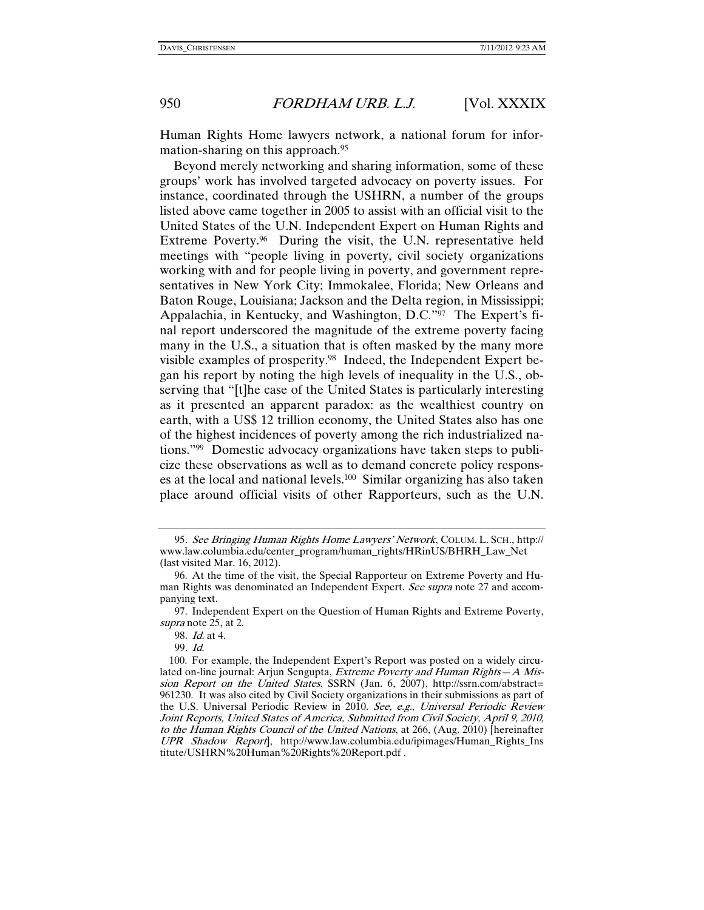Human Rights Home lawyers network, a national forum for information-sharing on this approach.[95]

Beyond merely networking and sharing information, some of these groups' work has involved targeted advocacy on poverty issues. For instance, coordinated through the USHRN, a number of the groups listed above came together in 2005 to assist with an official visit to the United States of the U.N. Independent Expert on Human Rights and Extreme Poverty.[96] During the visit, the U.N. representative held meetings with "people living in poverty, civil society organizations working with and for people living in poverty, and government representatives in New York City; Immokalee, Florida; New Orleans and Baton Rouge, Louisiana; Jackson and the Delta region, in Mississippi; Appalachia, in Kentucky, and Washington, D.C."[97] The Expert's final report underscored the magnitude of the extreme poverty facing many in the U.S., a situation that is often masked by the many more visible examples of prosperity.[98] Indeed, the Independent Expert began his report by noting the high levels of inequality in the U.S., observing that "[t]he case of the United States is particularly interesting as it presented an apparent paradox: as the wealthiest country on earth, with a US$ 12 trillion economy, the United States also has one of the highest incidences of poverty among the rich industrialized nations."[99] Domestic advocacy organizations have taken steps to publicize these observations as well as to demand concrete policy responses at the local and national levels.[100] Similar organizing has also taken place around official visits of other Rapporteurs, such as the U.N.

---

95. *See Bringing Human Rights Home Lawyers' Network*, COLUM. L. SCH., http://www.law.columbia.edu/center_program/human_rights/HRinUS/BHRH_Law_Net (last visited Mar. 16, 2012).

96. At the time of the visit, the Special Rapporteur on Extreme Poverty and Human Rights was denominated an Independent Expert. *See supra* note 27 and accompanying text.

97. Independent Expert on the Question of Human Rights and Extreme Poverty, *supra* note 25, at 2.

98. *Id.* at 4.

99. *Id.*

100. For example, the Independent Expert's Report was posted on a widely circulated on-line journal: Arjun Sengupta, *Extreme Poverty and Human Rights—A Mission Report on the United States*, SSRN (Jan. 6, 2007), http://ssrn.com/abstract=961230. It was also cited by Civil Society organizations in their submissions as part of the U.S. Universal Periodic Review in 2010. *See, e.g.*, *Universal Periodic Review Joint Reports, United States of America, Submitted from Civil Society, April 9, 2010, to the Human Rights Council of the United Nations*, at 266, (Aug. 2010) [hereinafter *UPR Shadow Report*], http://www.law.columbia.edu/ipimages/Human_Rights_Institute/USHRN%20Human%20Rights%20Report.pdf .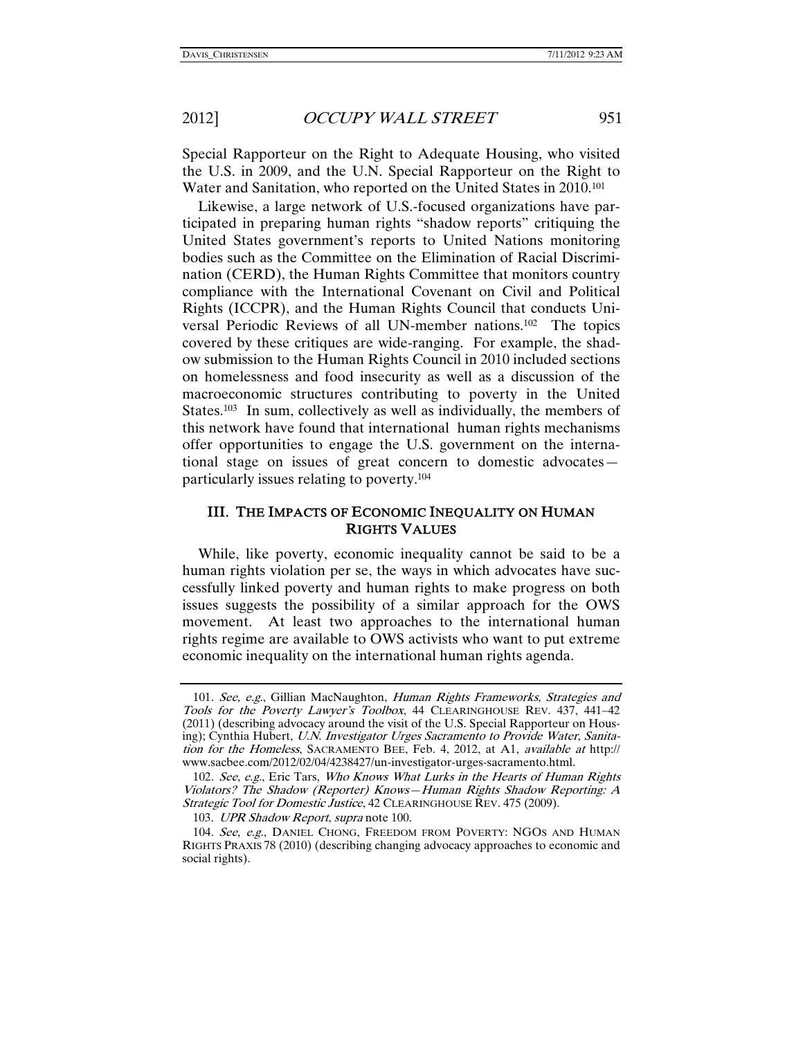Special Rapporteur on the Right to Adequate Housing, who visited the U.S. in 2009, and the U.N. Special Rapporteur on the Right to Water and Sanitation, who reported on the United States in 2010.[101]

Likewise, a large network of U.S.-focused organizations have participated in preparing human rights "shadow reports" critiquing the United States government's reports to United Nations monitoring bodies such as the Committee on the Elimination of Racial Discrimination (CERD), the Human Rights Committee that monitors country compliance with the International Covenant on Civil and Political Rights (ICCPR), and the Human Rights Council that conducts Universal Periodic Reviews of all UN-member nations.[102] The topics covered by these critiques are wide-ranging. For example, the shadow submission to the Human Rights Council in 2010 included sections on homelessness and food insecurity as well as a discussion of the macroeconomic structures contributing to poverty in the United States.[103] In sum, collectively as well as individually, the members of this network have found that international human rights mechanisms offer opportunities to engage the U.S. government on the international stage on issues of great concern to domestic advocates—particularly issues relating to poverty.[104]

## III. THE IMPACTS OF ECONOMIC INEQUALITY ON HUMAN RIGHTS VALUES

While, like poverty, economic inequality cannot be said to be a human rights violation per se, the ways in which advocates have successfully linked poverty and human rights to make progress on both issues suggests the possibility of a similar approach for the OWS movement. At least two approaches to the international human rights regime are available to OWS activists who want to put extreme economic inequality on the international human rights agenda.

---

101. *See, e.g.*, Gillian MacNaughton, *Human Rights Frameworks, Strategies and Tools for the Poverty Lawyer's Toolbox*, 44 CLEARINGHOUSE REV. 437, 441–42 (2011) (describing advocacy around the visit of the U.S. Special Rapporteur on Housing); Cynthia Hubert, *U.N. Investigator Urges Sacramento to Provide Water, Sanitation for the Homeless*, SACRAMENTO BEE, Feb. 4, 2012, at A1, *available at* http://www.sacbee.com/2012/02/04/4238427/un-investigator-urges-sacramento.html.

102. *See, e.g.*, Eric Tars, *Who Knows What Lurks in the Hearts of Human Rights Violators? The Shadow (Reporter) Knows—Human Rights Shadow Reporting: A Strategic Tool for Domestic Justice*, 42 CLEARINGHOUSE REV. 475 (2009).

103. *UPR Shadow Report*, *supra* note 100.

104. *See, e.g.*, DANIEL CHONG, FREEDOM FROM POVERTY: NGOS AND HUMAN RIGHTS PRAXIS 78 (2010) (describing changing advocacy approaches to economic and social rights).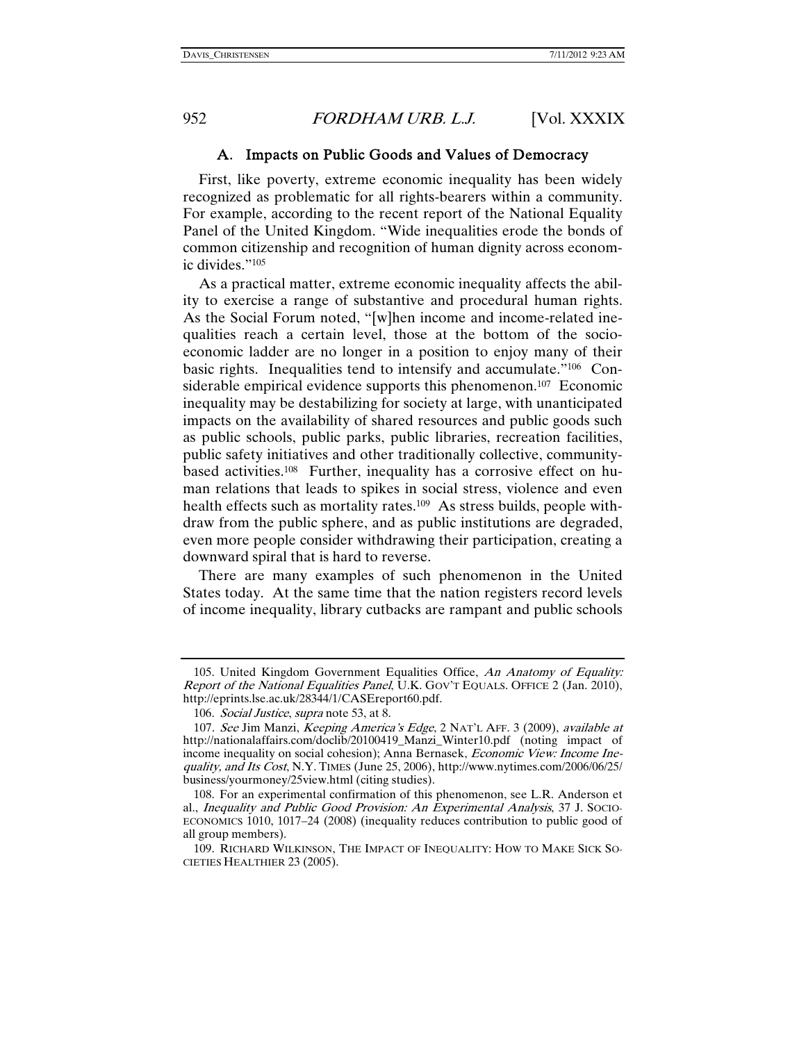### A. Impacts on Public Goods and Values of Democracy

First, like poverty, extreme economic inequality has been widely recognized as problematic for all rights-bearers within a community. For example, according to the recent report of the National Equality Panel of the United Kingdom. "Wide inequalities erode the bonds of common citizenship and recognition of human dignity across economic divides."[105]

As a practical matter, extreme economic inequality affects the ability to exercise a range of substantive and procedural human rights. As the Social Forum noted, "[w]hen income and income-related inequalities reach a certain level, those at the bottom of the socio-economic ladder are no longer in a position to enjoy many of their basic rights. Inequalities tend to intensify and accumulate."[106] Considerable empirical evidence supports this phenomenon.[107] Economic inequality may be destabilizing for society at large, with unanticipated impacts on the availability of shared resources and public goods such as public schools, public parks, public libraries, recreation facilities, public safety initiatives and other traditionally collective, community-based activities.[108] Further, inequality has a corrosive effect on human relations that leads to spikes in social stress, violence and even health effects such as mortality rates.[109] As stress builds, people withdraw from the public sphere, and as public institutions are degraded, even more people consider withdrawing their participation, creating a downward spiral that is hard to reverse.

There are many examples of such phenomenon in the United States today. At the same time that the nation registers record levels of income inequality, library cutbacks are rampant and public schools

---

105. United Kingdom Government Equalities Office, *An Anatomy of Equality: Report of the National Equalities Panel*, U.K. GOV'T EQUALS. OFFICE 2 (Jan. 2010), http://eprints.lse.ac.uk/28344/1/CASEreport60.pdf.

106. *Social Justice*, *supra* note 53, at 8.

107. *See* Jim Manzi, *Keeping America's Edge*, 2 NAT'L AFF. 3 (2009), *available at* http://nationalaffairs.com/doclib/20100419_Manzi_Winter10.pdf (noting impact of income inequality on social cohesion); Anna Bernasek, *Economic View: Income Inequality, and Its Cost*, N.Y. TIMES (June 25, 2006), http://www.nytimes.com/2006/06/25/business/yourmoney/25view.html (citing studies).

108. For an experimental confirmation of this phenomenon, see L.R. Anderson et al., *Inequality and Public Good Provision: An Experimental Analysis*, 37 J. SOCIO-ECONOMICS 1010, 1017–24 (2008) (inequality reduces contribution to public good of all group members).

109. RICHARD WILKINSON, THE IMPACT OF INEQUALITY: HOW TO MAKE SICK SOCIETIES HEALTHIER 23 (2005).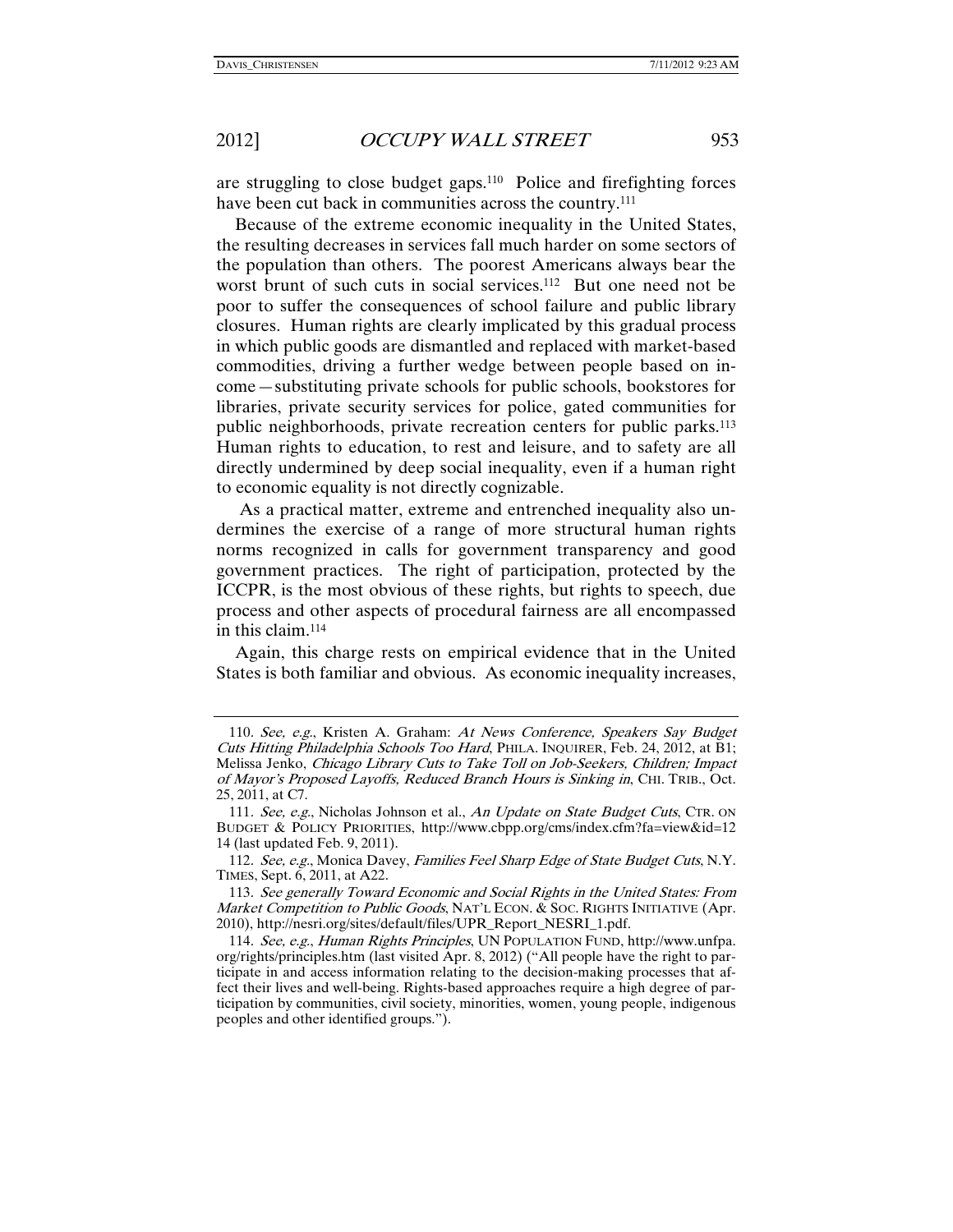are struggling to close budget gaps.[110] Police and firefighting forces have been cut back in communities across the country.[111]

Because of the extreme economic inequality in the United States, the resulting decreases in services fall much harder on some sectors of the population than others. The poorest Americans always bear the worst brunt of such cuts in social services.[112] But one need not be poor to suffer the consequences of school failure and public library closures. Human rights are clearly implicated by this gradual process in which public goods are dismantled and replaced with market-based commodities, driving a further wedge between people based on income—substituting private schools for public schools, bookstores for libraries, private security services for police, gated communities for public neighborhoods, private recreation centers for public parks.[113] Human rights to education, to rest and leisure, and to safety are all directly undermined by deep social inequality, even if a human right to economic equality is not directly cognizable.

As a practical matter, extreme and entrenched inequality also undermines the exercise of a range of more structural human rights norms recognized in calls for government transparency and good government practices. The right of participation, protected by the ICCPR, is the most obvious of these rights, but rights to speech, due process and other aspects of procedural fairness are all encompassed in this claim.[114]

Again, this charge rests on empirical evidence that in the United States is both familiar and obvious. As economic inequality increases,

---

110. *See, e.g.*, Kristen A. Graham: *At News Conference, Speakers Say Budget Cuts Hitting Philadelphia Schools Too Hard*, PHILA. INQUIRER, Feb. 24, 2012, at B1; Melissa Jenko, *Chicago Library Cuts to Take Toll on Job-Seekers, Children; Impact of Mayor's Proposed Layoffs, Reduced Branch Hours is Sinking in*, CHI. TRIB., Oct. 25, 2011, at C7.

111. *See, e.g.*, Nicholas Johnson et al., *An Update on State Budget Cuts*, CTR. ON BUDGET & POLICY PRIORITIES, http://www.cbpp.org/cms/index.cfm?fa=view&id=1214 (last updated Feb. 9, 2011).

112. *See, e.g.*, Monica Davey, *Families Feel Sharp Edge of State Budget Cuts*, N.Y. TIMES, Sept. 6, 2011, at A22.

113. *See generally Toward Economic and Social Rights in the United States: From Market Competition to Public Goods*, NAT'L ECON. & SOC. RIGHTS INITIATIVE (Apr. 2010), http://nesri.org/sites/default/files/UPR_Report_NESRI_1.pdf.

114. *See, e.g.*, *Human Rights Principles*, UN POPULATION FUND, http://www.unfpa.org/rights/principles.htm (last visited Apr. 8, 2012) ("All people have the right to participate in and access information relating to the decision-making processes that affect their lives and well-being. Rights-based approaches require a high degree of participation by communities, civil society, minorities, women, young people, indigenous peoples and other identified groups.").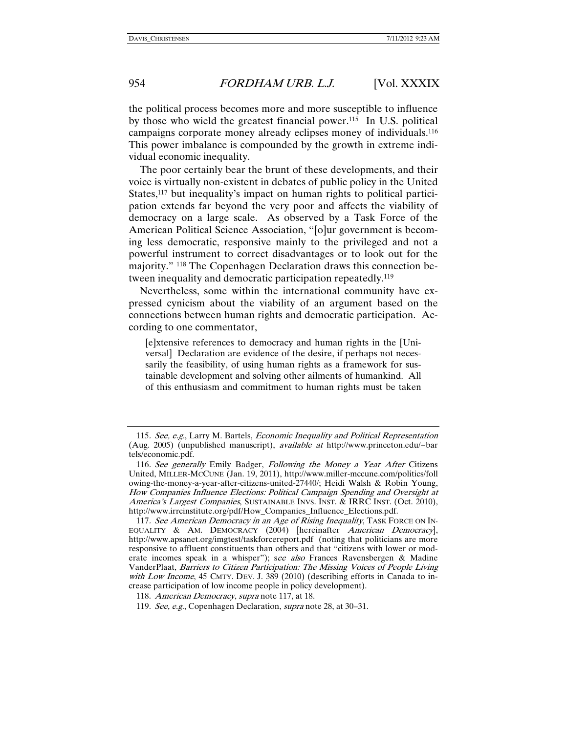the political process becomes more and more susceptible to influence by those who wield the greatest financial power.[115] In U.S. political campaigns corporate money already eclipses money of individuals.[116] This power imbalance is compounded by the growth in extreme individual economic inequality.

The poor certainly bear the brunt of these developments, and their voice is virtually non-existent in debates of public policy in the United States,[117] but inequality's impact on human rights to political participation extends far beyond the very poor and affects the viability of democracy on a large scale. As observed by a Task Force of the American Political Science Association, "[o]ur government is becoming less democratic, responsive mainly to the privileged and not a powerful instrument to correct disadvantages or to look out for the majority." [118] The Copenhagen Declaration draws this connection between inequality and democratic participation repeatedly.[119]

Nevertheless, some within the international community have expressed cynicism about the viability of an argument based on the connections between human rights and democratic participation. According to one commentator,

> [e]xtensive references to democracy and human rights in the [Universal] Declaration are evidence of the desire, if perhaps not necessarily the feasibility, of using human rights as a framework for sustainable development and solving other ailments of humankind. All of this enthusiasm and commitment to human rights must be taken

---

115. *See, e.g.*, Larry M. Bartels, *Economic Inequality and Political Representation* (Aug. 2005) (unpublished manuscript), *available at* http://www.princeton.edu/~bartels/economic.pdf.

116. *See generally* Emily Badger, *Following the Money a Year After* Citizens United, MILLER-MCCUNE (Jan. 19, 2011), http://www.miller-mccune.com/politics/following-the-money-a-year-after-citizens-united-27440/; Heidi Walsh & Robin Young, *How Companies Influence Elections: Political Campaign Spending and Oversight at America's Largest Companies*, SUSTAINABLE INVS. INST. & IRRC INST. (Oct. 2010), http://www.irrcinstitute.org/pdf/How_Companies_Influence_Elections.pdf.

117. *See American Democracy in an Age of Rising Inequality*, TASK FORCE ON INEQUALITY & AM. DEMOCRACY (2004) [hereinafter *American Democracy*], http://www.apsanet.org/imgtest/taskforcereport.pdf (noting that politicians are more responsive to affluent constituents than others and that "citizens with lower or moderate incomes speak in a whisper"); s*ee also* Frances Ravensbergen & Madine VanderPlaat, *Barriers to Citizen Participation: The Missing Voices of People Living with Low Income*, 45 CMTY. DEV. J. 389 (2010) (describing efforts in Canada to increase participation of low income people in policy development).

118. *American Democracy*, *supra* note 117, at 18.

119. *See, e.g.*, Copenhagen Declaration, *supra* note 28, at 30–31.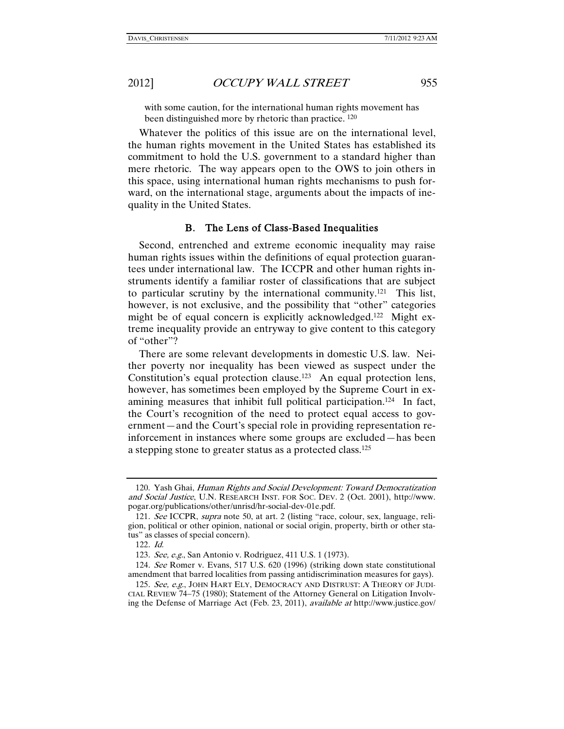with some caution, for the international human rights movement has been distinguished more by rhetoric than practice. [120]

Whatever the politics of this issue are on the international level, the human rights movement in the United States has established its commitment to hold the U.S. government to a standard higher than mere rhetoric. The way appears open to the OWS to join others in this space, using international human rights mechanisms to push forward, on the international stage, arguments about the impacts of inequality in the United States.

### B. The Lens of Class-Based Inequalities

Second, entrenched and extreme economic inequality may raise human rights issues within the definitions of equal protection guarantees under international law. The ICCPR and other human rights instruments identify a familiar roster of classifications that are subject to particular scrutiny by the international community.[121] This list, however, is not exclusive, and the possibility that "other" categories might be of equal concern is explicitly acknowledged.[122] Might extreme inequality provide an entryway to give content to this category of "other"?

There are some relevant developments in domestic U.S. law. Neither poverty nor inequality has been viewed as suspect under the Constitution's equal protection clause.[123] An equal protection lens, however, has sometimes been employed by the Supreme Court in examining measures that inhibit full political participation.[124] In fact, the Court's recognition of the need to protect equal access to government—and the Court's special role in providing representation reinforcement in instances where some groups are excluded—has been a stepping stone to greater status as a protected class.[125]

---

120. Yash Ghai, *Human Rights and Social Development: Toward Democratization and Social Justice*, U.N. RESEARCH INST. FOR SOC. DEV. 2 (Oct. 2001), http://www.pogar.org/publications/other/unrisd/hr-social-dev-01e.pdf.

121. *See* ICCPR, *supra* note 50, at art. 2 (listing "race, colour, sex, language, religion, political or other opinion, national or social origin, property, birth or other status" as classes of special concern).

122. *Id.*

123. *See, e.g.*, San Antonio v. Rodriguez, 411 U.S. 1 (1973).

124. *See* Romer v. Evans, 517 U.S. 620 (1996) (striking down state constitutional amendment that barred localities from passing antidiscrimination measures for gays).

125. *See, e.g.*, JOHN HART ELY, DEMOCRACY AND DISTRUST: A THEORY OF JUDICIAL REVIEW 74–75 (1980); Statement of the Attorney General on Litigation Involving the Defense of Marriage Act (Feb. 23, 2011), *available at* http://www.justice.gov/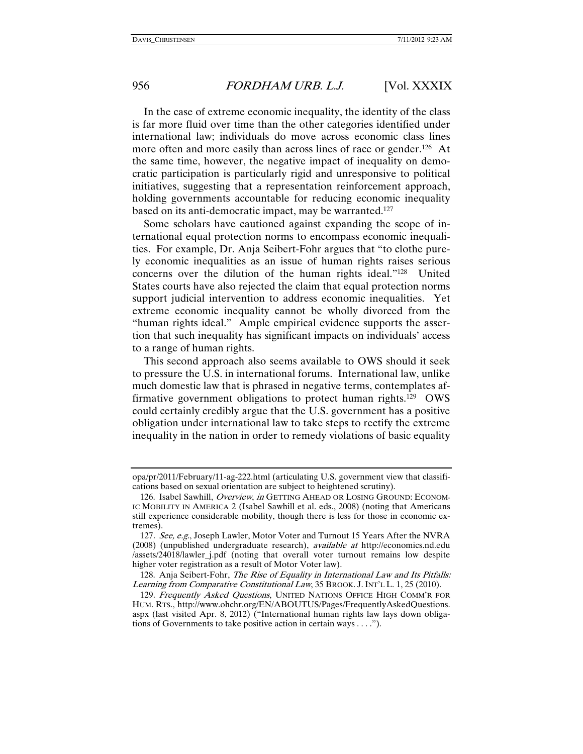In the case of extreme economic inequality, the identity of the class is far more fluid over time than the other categories identified under international law; individuals do move across economic class lines more often and more easily than across lines of race or gender.[126] At the same time, however, the negative impact of inequality on democratic participation is particularly rigid and unresponsive to political initiatives, suggesting that a representation reinforcement approach, holding governments accountable for reducing economic inequality based on its anti-democratic impact, may be warranted.[127]

Some scholars have cautioned against expanding the scope of international equal protection norms to encompass economic inequalities. For example, Dr. Anja Seibert-Fohr argues that "to clothe purely economic inequalities as an issue of human rights raises serious concerns over the dilution of the human rights ideal."[128] United States courts have also rejected the claim that equal protection norms support judicial intervention to address economic inequalities. Yet extreme economic inequality cannot be wholly divorced from the "human rights ideal." Ample empirical evidence supports the assertion that such inequality has significant impacts on individuals' access to a range of human rights.

This second approach also seems available to OWS should it seek to pressure the U.S. in international forums. International law, unlike much domestic law that is phrased in negative terms, contemplates affirmative government obligations to protect human rights.[129] OWS could certainly credibly argue that the U.S. government has a positive obligation under international law to take steps to rectify the extreme inequality in the nation in order to remedy violations of basic equality

---

opa/pr/2011/February/11-ag-222.html (articulating U.S. government view that classifications based on sexual orientation are subject to heightened scrutiny).

126. Isabel Sawhill, *Overview*, *in* GETTING AHEAD OR LOSING GROUND: ECONOMIC MOBILITY IN AMERICA 2 (Isabel Sawhill et al. eds., 2008) (noting that Americans still experience considerable mobility, though there is less for those in economic extremes).

127. *See, e.g.*, Joseph Lawler, Motor Voter and Turnout 15 Years After the NVRA (2008) (unpublished undergraduate research), *available at* http://economics.nd.edu/assets/24018/lawler_j.pdf (noting that overall voter turnout remains low despite higher voter registration as a result of Motor Voter law).

128. Anja Seibert-Fohr, *The Rise of Equality in International Law and Its Pitfalls: Learning from Comparative Constitutional Law*, 35 BROOK. J. INT'L L. 1, 25 (2010).

129. *Frequently Asked Questions*, UNITED NATIONS OFFICE HIGH COMM'R FOR HUM. RTS., http://www.ohchr.org/EN/ABOUTUS/Pages/FrequentlyAskedQuestions.aspx (last visited Apr. 8, 2012) ("International human rights law lays down obligations of Governments to take positive action in certain ways . . . .").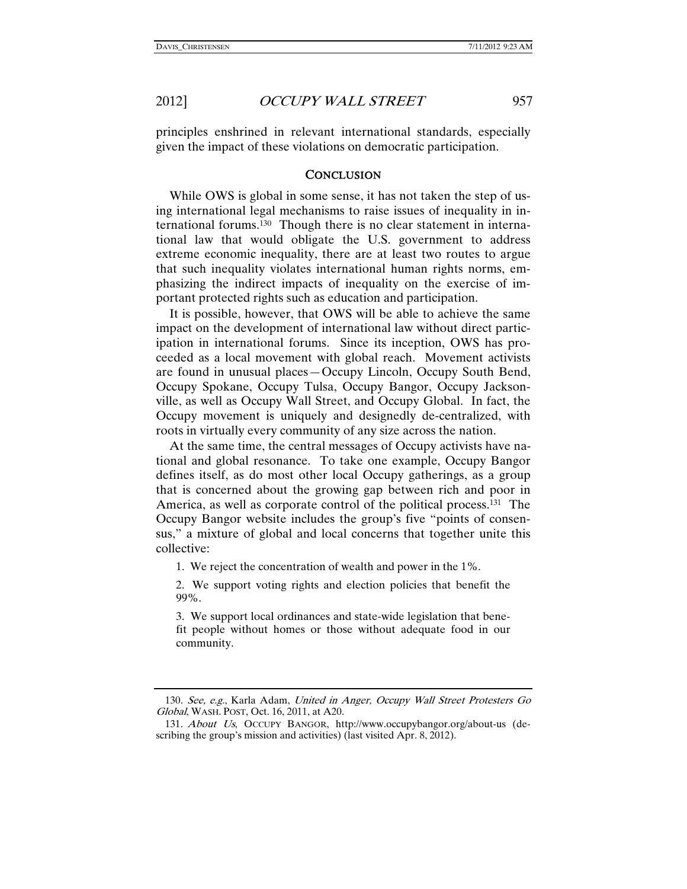principles enshrined in relevant international standards, especially given the impact of these violations on democratic participation.

## CONCLUSION

While OWS is global in some sense, it has not taken the step of using international legal mechanisms to raise issues of inequality in international forums.[130] Though there is no clear statement in international law that would obligate the U.S. government to address extreme economic inequality, there are at least two routes to argue that such inequality violates international human rights norms, emphasizing the indirect impacts of inequality on the exercise of important protected rights such as education and participation.

It is possible, however, that OWS will be able to achieve the same impact on the development of international law without direct participation in international forums. Since its inception, OWS has proceeded as a local movement with global reach. Movement activists are found in unusual places—Occupy Lincoln, Occupy South Bend, Occupy Spokane, Occupy Tulsa, Occupy Bangor, Occupy Jacksonville, as well as Occupy Wall Street, and Occupy Global. In fact, the Occupy movement is uniquely and designedly de-centralized, with roots in virtually every community of any size across the nation.

At the same time, the central messages of Occupy activists have national and global resonance. To take one example, Occupy Bangor defines itself, as do most other local Occupy gatherings, as a group that is concerned about the growing gap between rich and poor in America, as well as corporate control of the political process.[131] The Occupy Bangor website includes the group's five "points of consensus," a mixture of global and local concerns that together unite this collective:

> 1. We reject the concentration of wealth and power in the 1%.
>
> 2. We support voting rights and election policies that benefit the 99%.
>
> 3. We support local ordinances and state-wide legislation that benefit people without homes or those without adequate food in our community.

---

130. *See, e.g.*, Karla Adam, *United in Anger, Occupy Wall Street Protesters Go Global*, WASH. POST, Oct. 16, 2011, at A20.

131. *About Us*, OCCUPY BANGOR, http://www.occupybangor.org/about-us (describing the group's mission and activities) (last visited Apr. 8, 2012).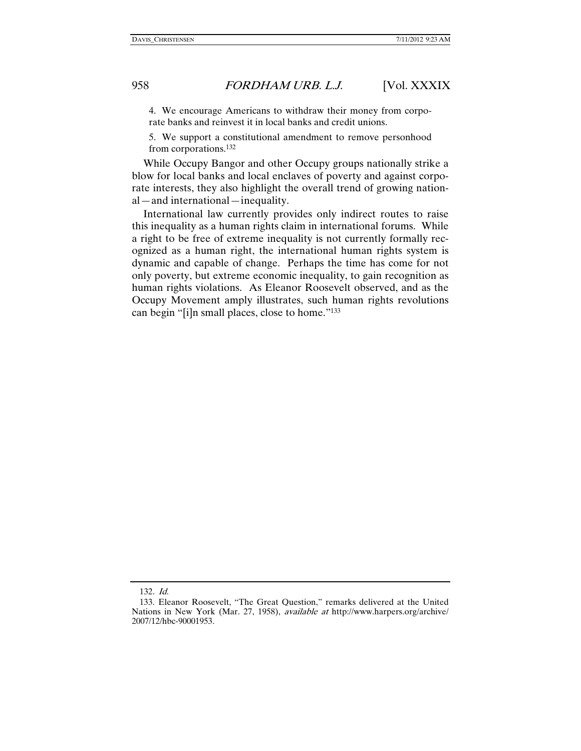4. We encourage Americans to withdraw their money from corporate banks and reinvest it in local banks and credit unions.

5. We support a constitutional amendment to remove personhood from corporations.[132]

While Occupy Bangor and other Occupy groups nationally strike a blow for local banks and local enclaves of poverty and against corporate interests, they also highlight the overall trend of growing national—and international—inequality.

International law currently provides only indirect routes to raise this inequality as a human rights claim in international forums. While a right to be free of extreme inequality is not currently formally recognized as a human right, the international human rights system is dynamic and capable of change. Perhaps the time has come for not only poverty, but extreme economic inequality, to gain recognition as human rights violations. As Eleanor Roosevelt observed, and as the Occupy Movement amply illustrates, such human rights revolutions can begin "[i]n small places, close to home."[133]

---

132. *Id.*

133. Eleanor Roosevelt, "The Great Question," remarks delivered at the United Nations in New York (Mar. 27, 1958), *available at* http://www.harpers.org/archive/2007/12/hbc-90001953.